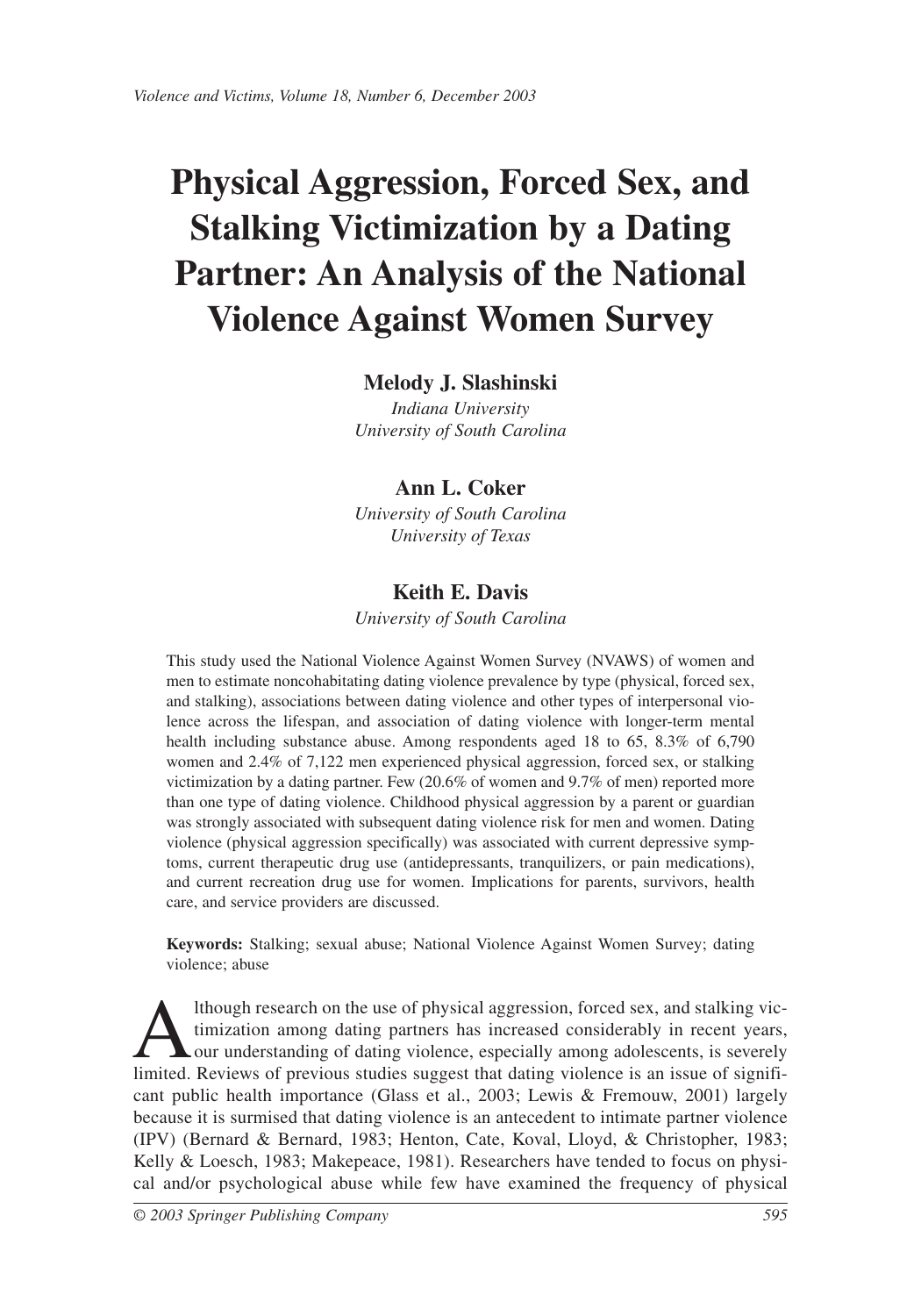# Physical Aggression, Forced Sex, and Stalking Victimization by a Dating Partner: An Analysis of the National Violence Against Women Survey

**Melody J. Slashinski**

*Indiana University*
*University of South Carolina*

**Ann L. Coker**

*University of South Carolina*
*University of Texas*

**Keith E. Davis**

*University of South Carolina*

This study used the National Violence Against Women Survey (NVAWS) of women and men to estimate noncohabitating dating violence prevalence by type (physical, forced sex, and stalking), associations between dating violence and other types of interpersonal violence across the lifespan, and association of dating violence with longer-term mental health including substance abuse. Among respondents aged 18 to 65, 8.3% of 6,790 women and 2.4% of 7,122 men experienced physical aggression, forced sex, or stalking victimization by a dating partner. Few (20.6% of women and 9.7% of men) reported more than one type of dating violence. Childhood physical aggression by a parent or guardian was strongly associated with subsequent dating violence risk for men and women. Dating violence (physical aggression specifically) was associated with current depressive symptoms, current therapeutic drug use (antidepressants, tranquilizers, or pain medications), and current recreation drug use for women. Implications for parents, survivors, health care, and service providers are discussed.

**Keywords:** Stalking; sexual abuse; National Violence Against Women Survey; dating violence; abuse

Although research on the use of physical aggression, forced sex, and stalking victimization among dating partners has increased considerably in recent years, our understanding of dating violence, especially among adolescents, is severely limited. Reviews of previous studies suggest that dating violence is an issue of significant public health importance (Glass et al., 2003; Lewis & Fremouw, 2001) largely because it is surmised that dating violence is an antecedent to intimate partner violence (IPV) (Bernard & Bernard, 1983; Henton, Cate, Koval, Lloyd, & Christopher, 1983; Kelly & Loesch, 1983; Makepeace, 1981). Researchers have tended to focus on physical and/or psychological abuse while few have examined the frequency of physical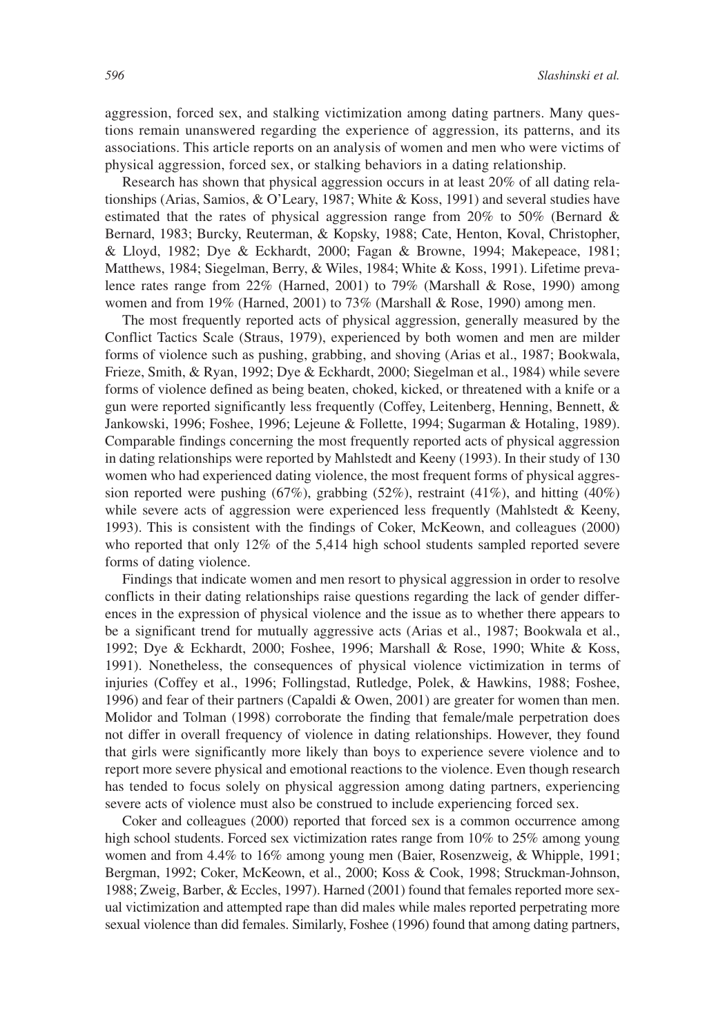aggression, forced sex, and stalking victimization among dating partners. Many questions remain unanswered regarding the experience of aggression, its patterns, and its associations. This article reports on an analysis of women and men who were victims of physical aggression, forced sex, or stalking behaviors in a dating relationship.

Research has shown that physical aggression occurs in at least 20% of all dating relationships (Arias, Samios, & O'Leary, 1987; White & Koss, 1991) and several studies have estimated that the rates of physical aggression range from 20% to 50% (Bernard & Bernard, 1983; Burcky, Reuterman, & Kopsky, 1988; Cate, Henton, Koval, Christopher, & Lloyd, 1982; Dye & Eckhardt, 2000; Fagan & Browne, 1994; Makepeace, 1981; Matthews, 1984; Siegelman, Berry, & Wiles, 1984; White & Koss, 1991). Lifetime prevalence rates range from 22% (Harned, 2001) to 79% (Marshall & Rose, 1990) among women and from 19% (Harned, 2001) to 73% (Marshall & Rose, 1990) among men.

The most frequently reported acts of physical aggression, generally measured by the Conflict Tactics Scale (Straus, 1979), experienced by both women and men are milder forms of violence such as pushing, grabbing, and shoving (Arias et al., 1987; Bookwala, Frieze, Smith, & Ryan, 1992; Dye & Eckhardt, 2000; Siegelman et al., 1984) while severe forms of violence defined as being beaten, choked, kicked, or threatened with a knife or a gun were reported significantly less frequently (Coffey, Leitenberg, Henning, Bennett, & Jankowski, 1996; Foshee, 1996; Lejeune & Follette, 1994; Sugarman & Hotaling, 1989). Comparable findings concerning the most frequently reported acts of physical aggression in dating relationships were reported by Mahlstedt and Keeny (1993). In their study of 130 women who had experienced dating violence, the most frequent forms of physical aggression reported were pushing (67%), grabbing (52%), restraint (41%), and hitting (40%) while severe acts of aggression were experienced less frequently (Mahlstedt & Keeny, 1993). This is consistent with the findings of Coker, McKeown, and colleagues (2000) who reported that only 12% of the 5,414 high school students sampled reported severe forms of dating violence.

Findings that indicate women and men resort to physical aggression in order to resolve conflicts in their dating relationships raise questions regarding the lack of gender differences in the expression of physical violence and the issue as to whether there appears to be a significant trend for mutually aggressive acts (Arias et al., 1987; Bookwala et al., 1992; Dye & Eckhardt, 2000; Foshee, 1996; Marshall & Rose, 1990; White & Koss, 1991). Nonetheless, the consequences of physical violence victimization in terms of injuries (Coffey et al., 1996; Follingstad, Rutledge, Polek, & Hawkins, 1988; Foshee, 1996) and fear of their partners (Capaldi & Owen, 2001) are greater for women than men. Molidor and Tolman (1998) corroborate the finding that female/male perpetration does not differ in overall frequency of violence in dating relationships. However, they found that girls were significantly more likely than boys to experience severe violence and to report more severe physical and emotional reactions to the violence. Even though research has tended to focus solely on physical aggression among dating partners, experiencing severe acts of violence must also be construed to include experiencing forced sex.

Coker and colleagues (2000) reported that forced sex is a common occurrence among high school students. Forced sex victimization rates range from 10% to 25% among young women and from 4.4% to 16% among young men (Baier, Rosenzweig, & Whipple, 1991; Bergman, 1992; Coker, McKeown, et al., 2000; Koss & Cook, 1998; Struckman-Johnson, 1988; Zweig, Barber, & Eccles, 1997). Harned (2001) found that females reported more sexual victimization and attempted rape than did males while males reported perpetrating more sexual violence than did females. Similarly, Foshee (1996) found that among dating partners,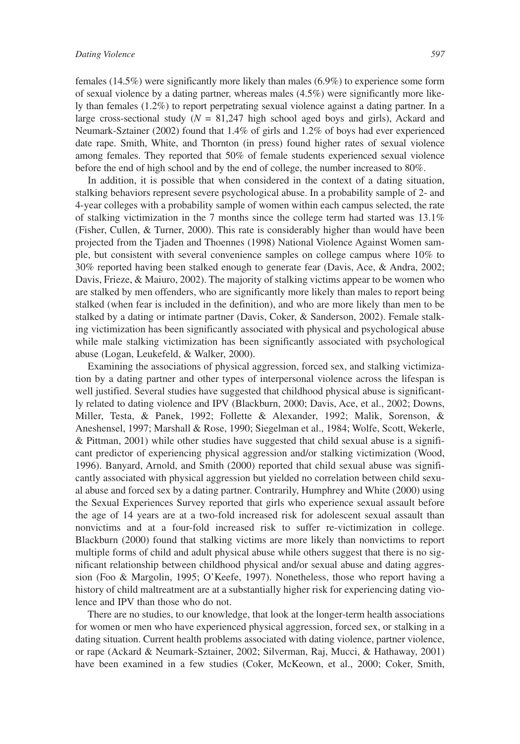females (14.5%) were significantly more likely than males (6.9%) to experience some form of sexual violence by a dating partner, whereas males (4.5%) were significantly more likely than females (1.2%) to report perpetrating sexual violence against a dating partner. In a large cross-sectional study ($N$ = 81,247 high school aged boys and girls), Ackard and Neumark-Sztainer (2002) found that 1.4% of girls and 1.2% of boys had ever experienced date rape. Smith, White, and Thornton (in press) found higher rates of sexual violence among females. They reported that 50% of female students experienced sexual violence before the end of high school and by the end of college, the number increased to 80%.

In addition, it is possible that when considered in the context of a dating situation, stalking behaviors represent severe psychological abuse. In a probability sample of 2- and 4-year colleges with a probability sample of women within each campus selected, the rate of stalking victimization in the 7 months since the college term had started was 13.1% (Fisher, Cullen, & Turner, 2000). This rate is considerably higher than would have been projected from the Tjaden and Thoennes (1998) National Violence Against Women sample, but consistent with several convenience samples on college campus where 10% to 30% reported having been stalked enough to generate fear (Davis, Ace, & Andra, 2002; Davis, Frieze, & Maiuro, 2002). The majority of stalking victims appear to be women who are stalked by men offenders, who are significantly more likely than males to report being stalked (when fear is included in the definition), and who are more likely than men to be stalked by a dating or intimate partner (Davis, Coker, & Sanderson, 2002). Female stalking victimization has been significantly associated with physical and psychological abuse while male stalking victimization has been significantly associated with psychological abuse (Logan, Leukefeld, & Walker, 2000).

Examining the associations of physical aggression, forced sex, and stalking victimization by a dating partner and other types of interpersonal violence across the lifespan is well justified. Several studies have suggested that childhood physical abuse is significantly related to dating violence and IPV (Blackburn, 2000; Davis, Ace, et al., 2002; Downs, Miller, Testa, & Panek, 1992; Follette & Alexander, 1992; Malik, Sorenson, & Aneshensel, 1997; Marshall & Rose, 1990; Siegelman et al., 1984; Wolfe, Scott, Wekerle, & Pittman, 2001) while other studies have suggested that child sexual abuse is a significant predictor of experiencing physical aggression and/or stalking victimization (Wood, 1996). Banyard, Arnold, and Smith (2000) reported that child sexual abuse was significantly associated with physical aggression but yielded no correlation between child sexual abuse and forced sex by a dating partner. Contrarily, Humphrey and White (2000) using the Sexual Experiences Survey reported that girls who experience sexual assault before the age of 14 years are at a two-fold increased risk for adolescent sexual assault than nonvictims and at a four-fold increased risk to suffer re-victimization in college. Blackburn (2000) found that stalking victims are more likely than nonvictims to report multiple forms of child and adult physical abuse while others suggest that there is no significant relationship between childhood physical and/or sexual abuse and dating aggression (Foo & Margolin, 1995; O'Keefe, 1997). Nonetheless, those who report having a history of child maltreatment are at a substantially higher risk for experiencing dating violence and IPV than those who do not.

There are no studies, to our knowledge, that look at the longer-term health associations for women or men who have experienced physical aggression, forced sex, or stalking in a dating situation. Current health problems associated with dating violence, partner violence, or rape (Ackard & Neumark-Sztainer, 2002; Silverman, Raj, Mucci, & Hathaway, 2001) have been examined in a few studies (Coker, McKeown, et al., 2000; Coker, Smith,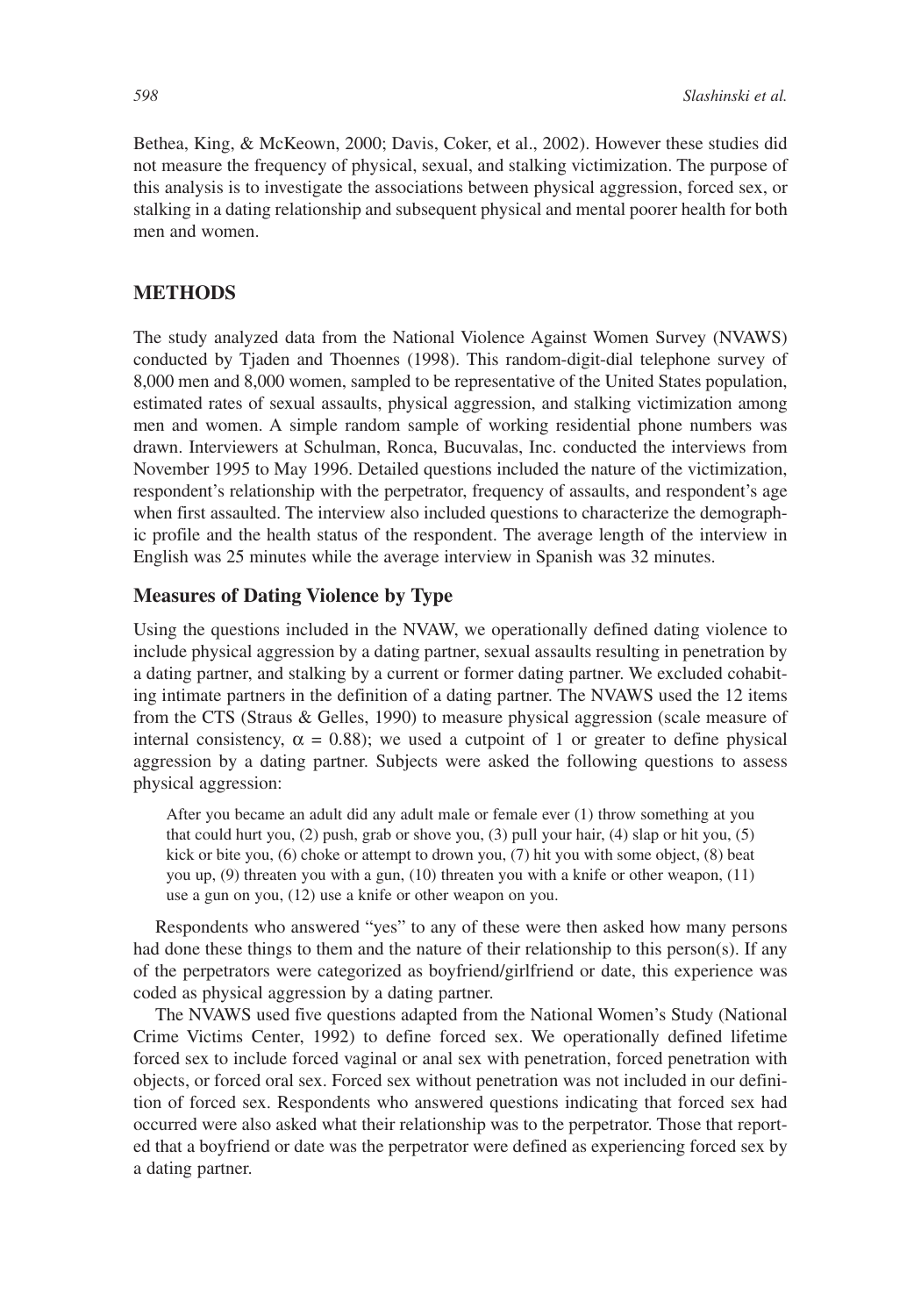Bethea, King, & McKeown, 2000; Davis, Coker, et al., 2002). However these studies did not measure the frequency of physical, sexual, and stalking victimization. The purpose of this analysis is to investigate the associations between physical aggression, forced sex, or stalking in a dating relationship and subsequent physical and mental poorer health for both men and women.

## METHODS

The study analyzed data from the National Violence Against Women Survey (NVAWS) conducted by Tjaden and Thoennes (1998). This random-digit-dial telephone survey of 8,000 men and 8,000 women, sampled to be representative of the United States population, estimated rates of sexual assaults, physical aggression, and stalking victimization among men and women. A simple random sample of working residential phone numbers was drawn. Interviewers at Schulman, Ronca, Bucuvalas, Inc. conducted the interviews from November 1995 to May 1996. Detailed questions included the nature of the victimization, respondent's relationship with the perpetrator, frequency of assaults, and respondent's age when first assaulted. The interview also included questions to characterize the demographic profile and the health status of the respondent. The average length of the interview in English was 25 minutes while the average interview in Spanish was 32 minutes.

### Measures of Dating Violence by Type

Using the questions included in the NVAW, we operationally defined dating violence to include physical aggression by a dating partner, sexual assaults resulting in penetration by a dating partner, and stalking by a current or former dating partner. We excluded cohabiting intimate partners in the definition of a dating partner. The NVAWS used the 12 items from the CTS (Straus & Gelles, 1990) to measure physical aggression (scale measure of internal consistency, $\alpha = 0.88$); we used a cutpoint of 1 or greater to define physical aggression by a dating partner. Subjects were asked the following questions to assess physical aggression:

> After you became an adult did any adult male or female ever (1) throw something at you that could hurt you, (2) push, grab or shove you, (3) pull your hair, (4) slap or hit you, (5) kick or bite you, (6) choke or attempt to drown you, (7) hit you with some object, (8) beat you up, (9) threaten you with a gun, (10) threaten you with a knife or other weapon, (11) use a gun on you, (12) use a knife or other weapon on you.

Respondents who answered "yes" to any of these were then asked how many persons had done these things to them and the nature of their relationship to this person(s). If any of the perpetrators were categorized as boyfriend/girlfriend or date, this experience was coded as physical aggression by a dating partner.

The NVAWS used five questions adapted from the National Women's Study (National Crime Victims Center, 1992) to define forced sex. We operationally defined lifetime forced sex to include forced vaginal or anal sex with penetration, forced penetration with objects, or forced oral sex. Forced sex without penetration was not included in our definition of forced sex. Respondents who answered questions indicating that forced sex had occurred were also asked what their relationship was to the perpetrator. Those that reported that a boyfriend or date was the perpetrator were defined as experiencing forced sex by a dating partner.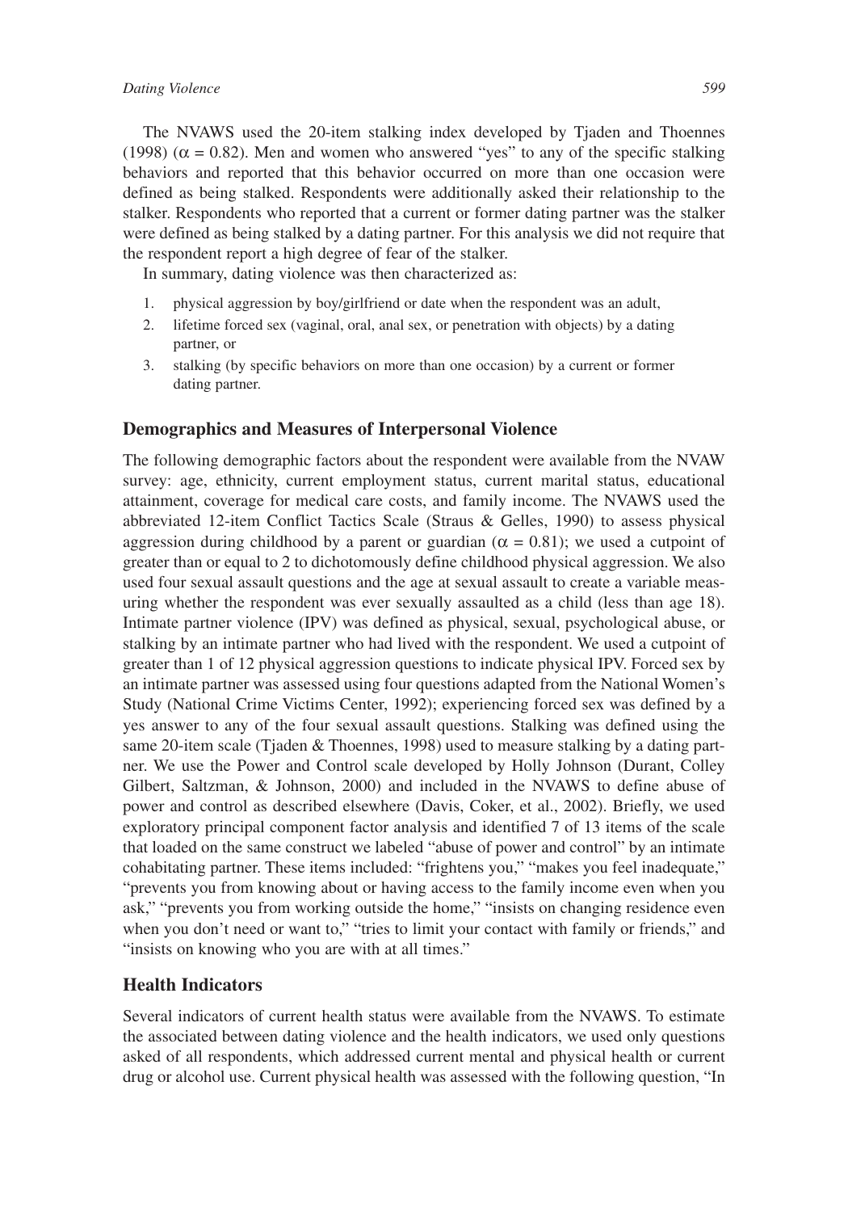The NVAWS used the 20-item stalking index developed by Tjaden and Thoennes (1998) ($\alpha = 0.82$). Men and women who answered "yes" to any of the specific stalking behaviors and reported that this behavior occurred on more than one occasion were defined as being stalked. Respondents were additionally asked their relationship to the stalker. Respondents who reported that a current or former dating partner was the stalker were defined as being stalked by a dating partner. For this analysis we did not require that the respondent report a high degree of fear of the stalker.

In summary, dating violence was then characterized as:

1. physical aggression by boy/girlfriend or date when the respondent was an adult,
2. lifetime forced sex (vaginal, oral, anal sex, or penetration with objects) by a dating partner, or
3. stalking (by specific behaviors on more than one occasion) by a current or former dating partner.

## Demographics and Measures of Interpersonal Violence

The following demographic factors about the respondent were available from the NVAW survey: age, ethnicity, current employment status, current marital status, educational attainment, coverage for medical care costs, and family income. The NVAWS used the abbreviated 12-item Conflict Tactics Scale (Straus & Gelles, 1990) to assess physical aggression during childhood by a parent or guardian ($\alpha = 0.81$); we used a cutpoint of greater than or equal to 2 to dichotomously define childhood physical aggression. We also used four sexual assault questions and the age at sexual assault to create a variable measuring whether the respondent was ever sexually assaulted as a child (less than age 18). Intimate partner violence (IPV) was defined as physical, sexual, psychological abuse, or stalking by an intimate partner who had lived with the respondent. We used a cutpoint of greater than 1 of 12 physical aggression questions to indicate physical IPV. Forced sex by an intimate partner was assessed using four questions adapted from the National Women's Study (National Crime Victims Center, 1992); experiencing forced sex was defined by a yes answer to any of the four sexual assault questions. Stalking was defined using the same 20-item scale (Tjaden & Thoennes, 1998) used to measure stalking by a dating partner. We use the Power and Control scale developed by Holly Johnson (Durant, Colley Gilbert, Saltzman, & Johnson, 2000) and included in the NVAWS to define abuse of power and control as described elsewhere (Davis, Coker, et al., 2002). Briefly, we used exploratory principal component factor analysis and identified 7 of 13 items of the scale that loaded on the same construct we labeled "abuse of power and control" by an intimate cohabitating partner. These items included: "frightens you," "makes you feel inadequate," "prevents you from knowing about or having access to the family income even when you ask," "prevents you from working outside the home," "insists on changing residence even when you don't need or want to," "tries to limit your contact with family or friends," and "insists on knowing who you are with at all times."

## Health Indicators

Several indicators of current health status were available from the NVAWS. To estimate the associated between dating violence and the health indicators, we used only questions asked of all respondents, which addressed current mental and physical health or current drug or alcohol use. Current physical health was assessed with the following question, "In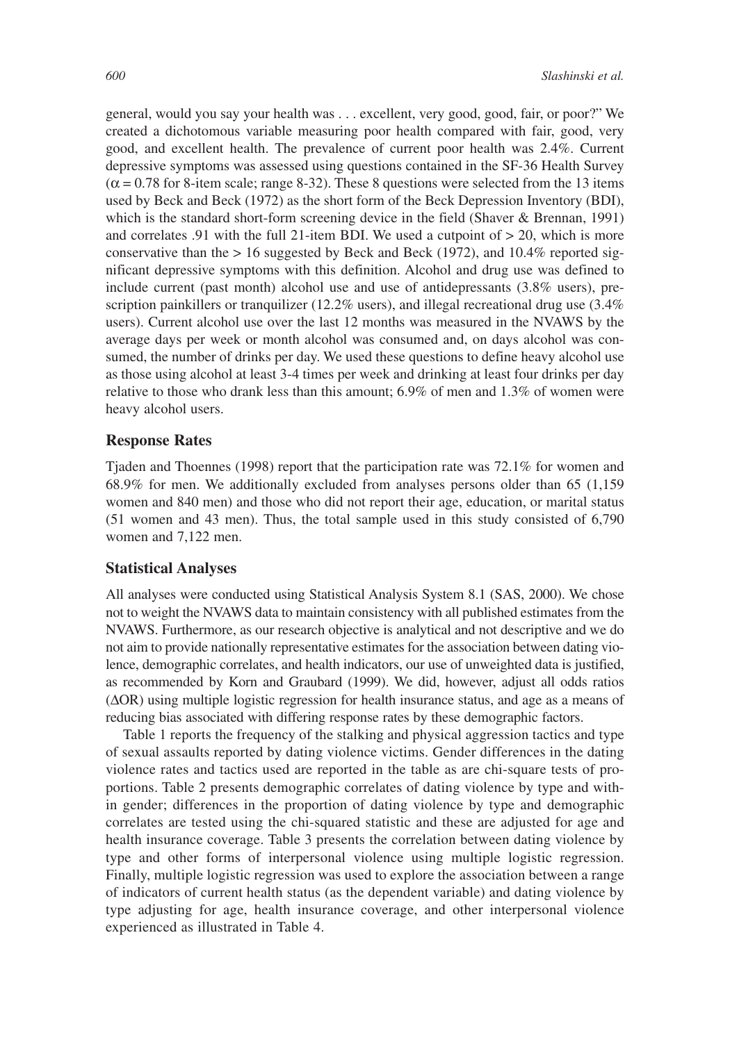general, would you say your health was . . . excellent, very good, good, fair, or poor?" We created a dichotomous variable measuring poor health compared with fair, good, very good, and excellent health. The prevalence of current poor health was 2.4%. Current depressive symptoms was assessed using questions contained in the SF-36 Health Survey ($\alpha = 0.78$ for 8-item scale; range 8-32). These 8 questions were selected from the 13 items used by Beck and Beck (1972) as the short form of the Beck Depression Inventory (BDI), which is the standard short-form screening device in the field (Shaver & Brennan, 1991) and correlates .91 with the full 21-item BDI. We used a cutpoint of > 20, which is more conservative than the > 16 suggested by Beck and Beck (1972), and 10.4% reported significant depressive symptoms with this definition. Alcohol and drug use was defined to include current (past month) alcohol use and use of antidepressants (3.8% users), prescription painkillers or tranquilizer (12.2% users), and illegal recreational drug use (3.4% users). Current alcohol use over the last 12 months was measured in the NVAWS by the average days per week or month alcohol was consumed and, on days alcohol was consumed, the number of drinks per day. We used these questions to define heavy alcohol use as those using alcohol at least 3-4 times per week and drinking at least four drinks per day relative to those who drank less than this amount; 6.9% of men and 1.3% of women were heavy alcohol users.

### Response Rates

Tjaden and Thoennes (1998) report that the participation rate was 72.1% for women and 68.9% for men. We additionally excluded from analyses persons older than 65 (1,159 women and 840 men) and those who did not report their age, education, or marital status (51 women and 43 men). Thus, the total sample used in this study consisted of 6,790 women and 7,122 men.

### Statistical Analyses

All analyses were conducted using Statistical Analysis System 8.1 (SAS, 2000). We chose not to weight the NVAWS data to maintain consistency with all published estimates from the NVAWS. Furthermore, as our research objective is analytical and not descriptive and we do not aim to provide nationally representative estimates for the association between dating violence, demographic correlates, and health indicators, our use of unweighted data is justified, as recommended by Korn and Graubard (1999). We did, however, adjust all odds ratios ($\Delta$OR) using multiple logistic regression for health insurance status, and age as a means of reducing bias associated with differing response rates by these demographic factors.

Table 1 reports the frequency of the stalking and physical aggression tactics and type of sexual assaults reported by dating violence victims. Gender differences in the dating violence rates and tactics used are reported in the table as are chi-square tests of proportions. Table 2 presents demographic correlates of dating violence by type and within gender; differences in the proportion of dating violence by type and demographic correlates are tested using the chi-squared statistic and these are adjusted for age and health insurance coverage. Table 3 presents the correlation between dating violence by type and other forms of interpersonal violence using multiple logistic regression. Finally, multiple logistic regression was used to explore the association between a range of indicators of current health status (as the dependent variable) and dating violence by type adjusting for age, health insurance coverage, and other interpersonal violence experienced as illustrated in Table 4.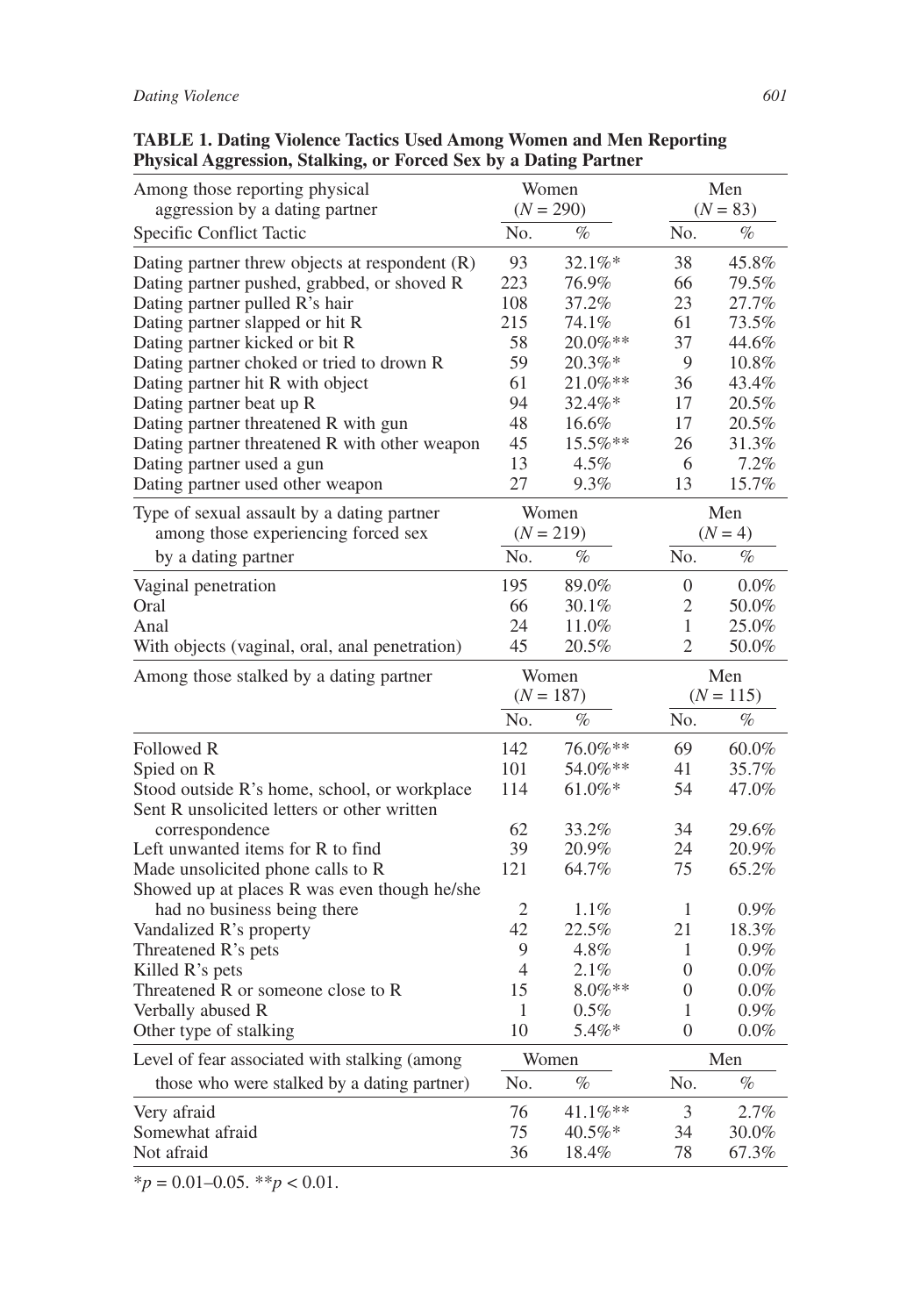**TABLE 1. Dating Violence Tactics Used Among Women and Men Reporting Physical Aggression, Stalking, or Forced Sex by a Dating Partner**

| Among those reporting physical aggression by a dating partner | Women (*N* = 290) | | Men (*N* = 83) | |
|---|---|---|---|---|
| Specific Conflict Tactic | No. | % | No. | % |
| Dating partner threw objects at respondent (R) | 93 | 32.1%* | 38 | 45.8% |
| Dating partner pushed, grabbed, or shoved R | 223 | 76.9% | 66 | 79.5% |
| Dating partner pulled R's hair | 108 | 37.2% | 23 | 27.7% |
| Dating partner slapped or hit R | 215 | 74.1% | 61 | 73.5% |
| Dating partner kicked or bit R | 58 | 20.0%** | 37 | 44.6% |
| Dating partner choked or tried to drown R | 59 | 20.3%* | 9 | 10.8% |
| Dating partner hit R with object | 61 | 21.0%** | 36 | 43.4% |
| Dating partner beat up R | 94 | 32.4%* | 17 | 20.5% |
| Dating partner threatened R with gun | 48 | 16.6% | 17 | 20.5% |
| Dating partner threatened R with other weapon | 45 | 15.5%** | 26 | 31.3% |
| Dating partner used a gun | 13 | 4.5% | 6 | 7.2% |
| Dating partner used other weapon | 27 | 9.3% | 13 | 15.7% |
| **Type of sexual assault by a dating partner among those experiencing forced sex by a dating partner** | **Women (*N* = 219)** | | **Men (*N* = 4)** | |
| | No. | % | No. | % |
| Vaginal penetration | 195 | 89.0% | 0 | 0.0% |
| Oral | 66 | 30.1% | 2 | 50.0% |
| Anal | 24 | 11.0% | 1 | 25.0% |
| With objects (vaginal, oral, anal penetration) | 45 | 20.5% | 2 | 50.0% |
| **Among those stalked by a dating partner** | **Women (*N* = 187)** | | **Men (*N* = 115)** | |
| | No. | % | No. | % |
| Followed R | 142 | 76.0%** | 69 | 60.0% |
| Spied on R | 101 | 54.0%** | 41 | 35.7% |
| Stood outside R's home, school, or workplace | 114 | 61.0%* | 54 | 47.0% |
| Sent R unsolicited letters or other written correspondence | 62 | 33.2% | 34 | 29.6% |
| Left unwanted items for R to find | 39 | 20.9% | 24 | 20.9% |
| Made unsolicited phone calls to R | 121 | 64.7% | 75 | 65.2% |
| Showed up at places R was even though he/she had no business being there | 2 | 1.1% | 1 | 0.9% |
| Vandalized R's property | 42 | 22.5% | 21 | 18.3% |
| Threatened R's pets | 9 | 4.8% | 1 | 0.9% |
| Killed R's pets | 4 | 2.1% | 0 | 0.0% |
| Threatened R or someone close to R | 15 | 8.0%** | 0 | 0.0% |
| Verbally abused R | 1 | 0.5% | 1 | 0.9% |
| Other type of stalking | 10 | 5.4%* | 0 | 0.0% |
| **Level of fear associated with stalking (among those who were stalked by a dating partner)** | **Women** | | **Men** | |
| | No. | % | No. | % |
| Very afraid | 76 | 41.1%** | 3 | 2.7% |
| Somewhat afraid | 75 | 40.5%* | 34 | 30.0% |
| Not afraid | 36 | 18.4% | 78 | 67.3% |

*$p$ = 0.01–0.05. **$p < 0.01$.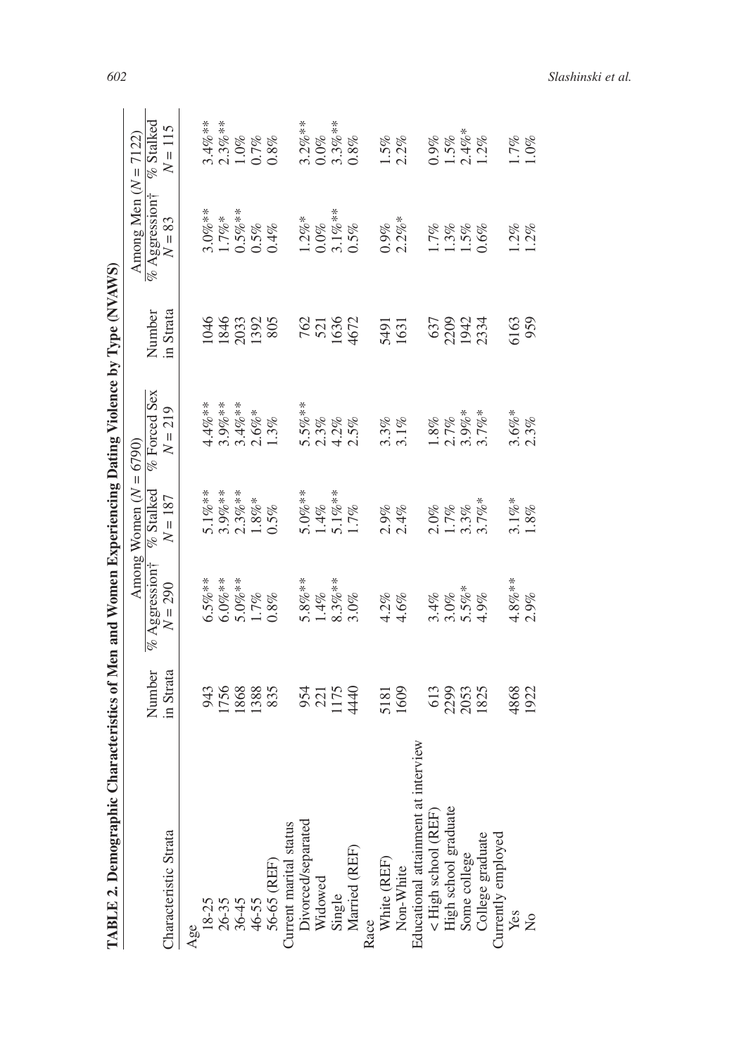**TABLE 2. Demographic Characteristics of Men and Women Experiencing Dating Violence by Type (NVAWS)**

| Characteristic Strata | Number in Strata | Among Women (N = 6790) | | | Number in Strata | Among Men (N = 7122) | |
|---|---|---|---|---|---|---|---|
| | | % Aggression† N = 290 | % Stalked N = 187 | % Forced Sex N = 219 | | % Aggression† N = 83 | % Stalked N = 115 |
| Age | | | | | | | |
| 18-25 | 943 | 6.5%** | 5.1%** | 4.4%** | 1046 | 3.0%** | 3.4%** |
| 26-35 | 1756 | 6.0%** | 3.9%** | 3.9%** | 1846 | 1.7%* | 2.3%** |
| 36-45 | 1868 | 5.0%** | 2.3%** | 3.4%** | 2033 | 0.5%** | 1.0% |
| 46-55 | 1388 | 1.7% | 1.8%* | 2.6%* | 1392 | 0.5% | 0.7% |
| 56-65 (REF) | 835 | 0.8% | 0.5% | 1.3% | 805 | 0.4% | 0.8% |
| Current marital status | | | | | | | |
| Divorced/separated | 954 | 5.8%** | 5.0%** | 5.5%** | 762 | 1.2%* | 3.2%** |
| Widowed | 221 | 1.4% | 1.4% | 2.3% | 521 | 0.0% | 0.0% |
| Single | 1175 | 8.3%** | 5.1%** | 4.2% | 1636 | 3.1%** | 3.3%** |
| Married (REF) | 4440 | 3.0% | 1.7% | 2.5% | 4672 | 0.5% | 0.8% |
| Race | | | | | | | |
| White (REF) | 5181 | 4.2% | 2.9% | 3.3% | 5491 | 0.9% | 1.5% |
| Non-White | 1609 | 4.6% | 2.4% | 3.1% | 1631 | 2.2%* | 2.2% |
| Educational attainment at interview | | | | | | | |
| < High school (REF) | 613 | 3.4% | 2.0% | 1.8% | 637 | 1.7% | 0.9% |
| High school graduate | 2299 | 3.0% | 1.7% | 2.7% | 2209 | 1.3% | 1.5% |
| Some college | 2053 | 5.5%* | 3.3% | 3.9%* | 1942 | 1.5% | 2.4%* |
| College graduate | 1825 | 4.9% | 3.7%* | 3.7%* | 2334 | 0.6% | 1.2% |
| Currently employed | | | | | | | |
| Yes | 4868 | 4.8%** | 3.1%* | 3.6%* | 6163 | 1.2% | 1.7% |
| No | 1922 | 2.9% | 1.8% | 2.3% | 959 | 1.2% | 1.0% |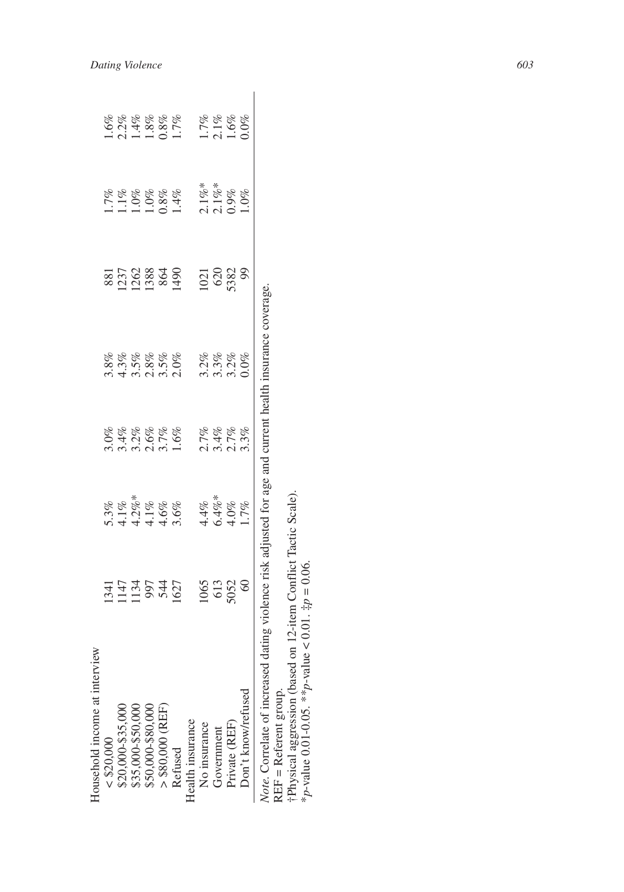| Household income at interview | | | | | | | |
|---|---|---|---|---|---|---|---|
| < $20,000 | 1341 | 5.3% | 3.0% | 3.8% | 881 | 1.7% | 1.6% |
| $20,000-$35,000 | 1147 | 4.1% | 3.4% | 4.3% | 1237 | 1.1% | 2.2% |
| $35,000-$50,000 | 1134 | 4.2%* | 3.2% | 3.5% | 1262 | 1.0% | 1.4% |
| $50,000-$80,000 | 997 | 4.1% | 2.6% | 2.8% | 1388 | 1.0% | 1.8% |
| > $80,000 (REF) | 544 | 4.6% | 3.7% | 3.5% | 864 | 0.8% | 0.8% |
| Refused | 1627 | 3.6% | 1.6% | 2.0% | 1490 | 1.4% | 1.7% |
| Health insurance | | | | | | | |
| No insurance | 1065 | 4.4% | 2.7% | 3.2% | 1021 | 2.1%* | 1.7% |
| Government | 613 | 6.4%* | 3.4% | 3.3% | 620 | 2.1%* | 2.1% |
| Private (REF) | 5052 | 4.0% | 2.7% | 3.2% | 5382 | 0.9% | 1.6% |
| Don't know/refused | 60 | 1.7% | 3.3% | 0.0% | 99 | 1.0% | 0.0% |

*Note.* Correlate of increased dating violence risk adjusted for age and current health insurance coverage.
REF = Referent group.
†Physical aggression (based on 12-item Conflict Tactic Scale).
*$p$-value 0.01-0.05. **$p$-value < 0.01. ‡$p$ = 0.06.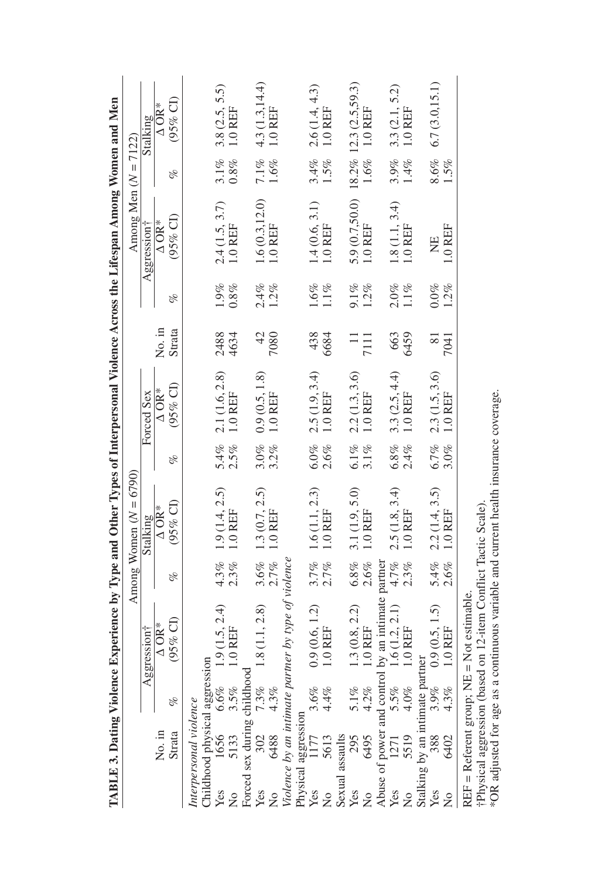**TABLE 3. Dating Violence Experience by Type and Other Types of Interpersonal Violence Across the Lifespan Among Women and Men**

| | Among Women (N = 6790) | | | | | | | Among Men (N = 7122) | | | | |
|---|---|---|---|---|---|---|---|---|---|---|---|---|
| | | Aggression† | | Stalking | | Forced Sex | | | Aggression† | | Stalking | |
| | No. in Strata | % | Δ OR* (95% CI) | % | Δ OR* (95% CI) | % | Δ OR* (95% CI) | No. in Strata | % | Δ OR* (95% CI) | % | Δ OR* (95% CI) |
| *Interpersonal violence* | | | | | | | | | | | | |
| Childhood physical aggression | | | | | | | | | | | | |
| Yes | 1656 | 6.6% | 1.9 (1.5, 2.4) | 4.3% | 1.9 (1.4, 2.5) | 5.4% | 2.1 (1.6, 2.8) | 2488 | 1.9% | 2.4 (1.5, 3.7) | 3.1% | 3.8 (2.5, 5.5) |
| No | 5133 | 3.5% | 1.0 REF | 2.3% | 1.0 REF | 2.5% | 1.0 REF | 4634 | 0.8% | 1.0 REF | 0.8% | 1.0 REF |
| Forced sex during childhood | | | | | | | | | | | | |
| Yes | 302 | 7.3% | 1.8 (1.1, 2.8) | 3.6% | 1.3 (0.7, 2.5) | 3.0% | 0.9 (0.5, 1.8) | 42 | 2.4% | 1.6 (0.3,12.0) | 7.1% | 4.3 (1.3,14.4) |
| No | 6488 | 4.3% | 1.0 REF | 2.7% | 1.0 REF | 3.2% | 1.0 REF | 7080 | 1.2% | 1.0 REF | 1.6% | 1.0 REF |
| *Violence by an intimate partner by type of violence* | | | | | | | | | | | | |
| Physical aggression | | | | | | | | | | | | |
| Yes | 1177 | 3.6% | 0.9 (0.6, 1.2) | 3.7% | 1.6 (1.1, 2.3) | 6.0% | 2.5 (1.9, 3.4) | 438 | 1.6% | 1.4 (0.6, 3.1) | 3.4% | 2.6 (1.4, 4.3) |
| No | 5613 | 4.4% | 1.0 REF | 2.7% | 1.0 REF | 2.6% | 1.0 REF | 6684 | 1.1% | 1.0 REF | 1.5% | 1.0 REF |
| Sexual assaults | | | | | | | | | | | | |
| Yes | 295 | 5.1% | 1.3 (0.8, 2.2) | 6.8% | 3.1 (1.9, 5.0) | 6.1% | 2.2 (1.3, 3.6) | 11 | 9.1% | 5.9 (0.7,50.0) | 18.2% | 12.3 (2.5,59.3) |
| No | 6495 | 4.2% | 1.0 REF | 2.6% | 1.0 REF | 3.1% | 1.0 REF | 7111 | 1.2% | 1.0 REF | 1.6% | 1.0 REF |
| Abuse of power and control by an intimate partner | | | | | | | | | | | | |
| Yes | 1271 | 5.5% | 1.6 (1.2, 2.1) | 4.7% | 2.5 (1.8, 3.4) | 6.8% | 3.3 (2.5, 4.4) | 663 | 2.0% | 1.8 (1.1, 3.4) | 3.9% | 3.3 (2.1, 5.2) |
| No | 5519 | 4.0% | 1.0 REF | 2.3% | 1.0 REF | 2.4% | 1.0 REF | 6459 | 1.1% | 1.0 REF | 1.4% | 1.0 REF |
| Stalking by an intimate partner | | | | | | | | | | | | |
| Yes | 388 | 3.9% | 0.9 (0.5, 1.5) | 5.4% | 2.2 (1.4, 3.5) | 6.7% | 2.3 (1.5, 3.6) | 81 | 0.0% | NE | 8.6% | 6.7 (3.0,15.1) |
| No | 6402 | 4.3% | 1.0 REF | 2.6% | 1.0 REF | 3.0% | 1.0 REF | 7041 | 1.2% | 1.0 REF | 1.5% | |

REF = Referent group; NE = Not estimable.
†Physical aggression (based on 12-item Conflict Tactic Scale).
*OR adjusted for age as a continuous variable and current health insurance coverage.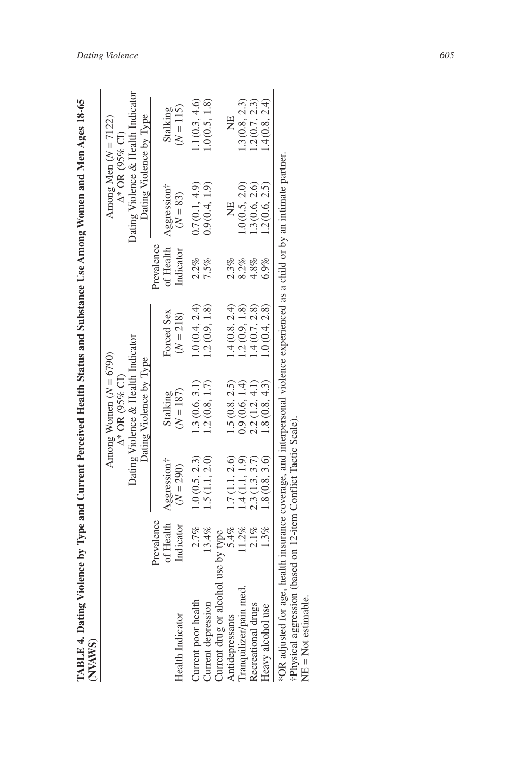**TABLE 4. Dating Violence by Type and Current Perceived Health Status and Substance Use Among Women and Men Ages 18-65 (NVAWS)**

| | | Among Women ($N = 6790$) $\Delta$* OR (95% CI) Dating Violence & Health Indicator | | | | Among Men ($N = 7122$) $\Delta$* OR (95% CI) Dating Violence & Health Indicator | |
|---|---|---|---|---|---|---|---|
| | | Dating Violence by Type | | | | Dating Violence by Type | |
| Health Indicator | Prevalence of Health Indicator | Aggression† ($N = 290$) | Stalking ($N = 187$) | Forced Sex ($N = 218$) | Prevalence of Health Indicator | Aggression† ($N = 83$) | Stalking ($N = 115$) |
| Current poor health | 2.7% | 1.0 (0.5, 2.3) | 1.3 (0.6, 3.1) | 1.0 (0.4, 2.4) | 2.2% | 0.7 (0.1, 4.9) | 1.1 (0.3, 4.6) |
| Current depression | 13.4% | 1.5 (1.1, 2.0) | 1.2 (0.8, 1.7) | 1.2 (0.9, 1.8) | 7.5% | 0.9 (0.4, 1.9) | 1.0 (0.5, 1.8) |
| Current drug or alcohol use by type | | | | | | | |
| Antidepressants | 5.4% | 1.7 (1.1, 2.6) | 1.5 (0.8, 2.5) | 1.4 (0.8, 2.4) | 2.3% | NE | NE |
| Tranquilizer/pain med. | 11.2% | 1.4 (1.1, 1.9) | 0.9 (0.6, 1.4) | 1.2 (0.9, 1.8) | 8.2% | 1.0 (0.5, 2.0) | 1.3 (0.8, 2.3) |
| Recreational drugs | 2.1% | 2.3 (1.3, 3.7) | 2.2 (1.2, 4.1) | 1.4 (0.7, 2.8) | 4.8% | 1.3 (0.6, 2.6) | 1.2 (0.7, 2.3) |
| Heavy alcohol use | 1.3% | 1.8 (0.8, 3.6) | 1.8 (0.8, 4.3) | 1.0 (0.4, 2.8) | 6.9% | 1.2 (0.6, 2.5) | 1.4 (0.8, 2.4) |

*OR adjusted for age, health insurance coverage, and interpersonal violence experienced as a child or by an intimate partner.
†Physical aggression (based on 12-item Conflict Tactic Scale).
NE = Not estimable.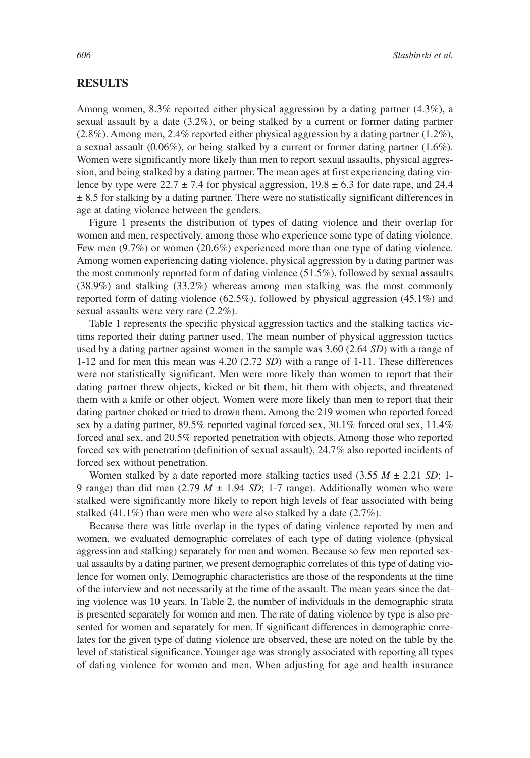## RESULTS

Among women, 8.3% reported either physical aggression by a dating partner (4.3%), a sexual assault by a date (3.2%), or being stalked by a current or former dating partner (2.8%). Among men, 2.4% reported either physical aggression by a dating partner (1.2%), a sexual assault (0.06%), or being stalked by a current or former dating partner (1.6%). Women were significantly more likely than men to report sexual assaults, physical aggression, and being stalked by a dating partner. The mean ages at first experiencing dating violence by type were 22.7 ± 7.4 for physical aggression, 19.8 ± 6.3 for date rape, and 24.4 ± 8.5 for stalking by a dating partner. There were no statistically significant differences in age at dating violence between the genders.

Figure 1 presents the distribution of types of dating violence and their overlap for women and men, respectively, among those who experience some type of dating violence. Few men (9.7%) or women (20.6%) experienced more than one type of dating violence. Among women experiencing dating violence, physical aggression by a dating partner was the most commonly reported form of dating violence (51.5%), followed by sexual assaults (38.9%) and stalking (33.2%) whereas among men stalking was the most commonly reported form of dating violence (62.5%), followed by physical aggression (45.1%) and sexual assaults were very rare (2.2%).

Table 1 represents the specific physical aggression tactics and the stalking tactics victims reported their dating partner used. The mean number of physical aggression tactics used by a dating partner against women in the sample was 3.60 (2.64 *SD*) with a range of 1-12 and for men this mean was 4.20 (2.72 *SD*) with a range of 1-11. These differences were not statistically significant. Men were more likely than women to report that their dating partner threw objects, kicked or bit them, hit them with objects, and threatened them with a knife or other object. Women were more likely than men to report that their dating partner choked or tried to drown them. Among the 219 women who reported forced sex by a dating partner, 89.5% reported vaginal forced sex, 30.1% forced oral sex, 11.4% forced anal sex, and 20.5% reported penetration with objects. Among those who reported forced sex with penetration (definition of sexual assault), 24.7% also reported incidents of forced sex without penetration.

Women stalked by a date reported more stalking tactics used (3.55 $M \pm 2.21$ *SD*; 1-9 range) than did men (2.79 $M \pm 1.94$ *SD*; 1-7 range). Additionally women who were stalked were significantly more likely to report high levels of fear associated with being stalked (41.1%) than were men who were also stalked by a date (2.7%).

Because there was little overlap in the types of dating violence reported by men and women, we evaluated demographic correlates of each type of dating violence (physical aggression and stalking) separately for men and women. Because so few men reported sexual assaults by a dating partner, we present demographic correlates of this type of dating violence for women only. Demographic characteristics are those of the respondents at the time of the interview and not necessarily at the time of the assault. The mean years since the dating violence was 10 years. In Table 2, the number of individuals in the demographic strata is presented separately for women and men. The rate of dating violence by type is also presented for women and separately for men. If significant differences in demographic correlates for the given type of dating violence are observed, these are noted on the table by the level of statistical significance. Younger age was strongly associated with reporting all types of dating violence for women and men. When adjusting for age and health insurance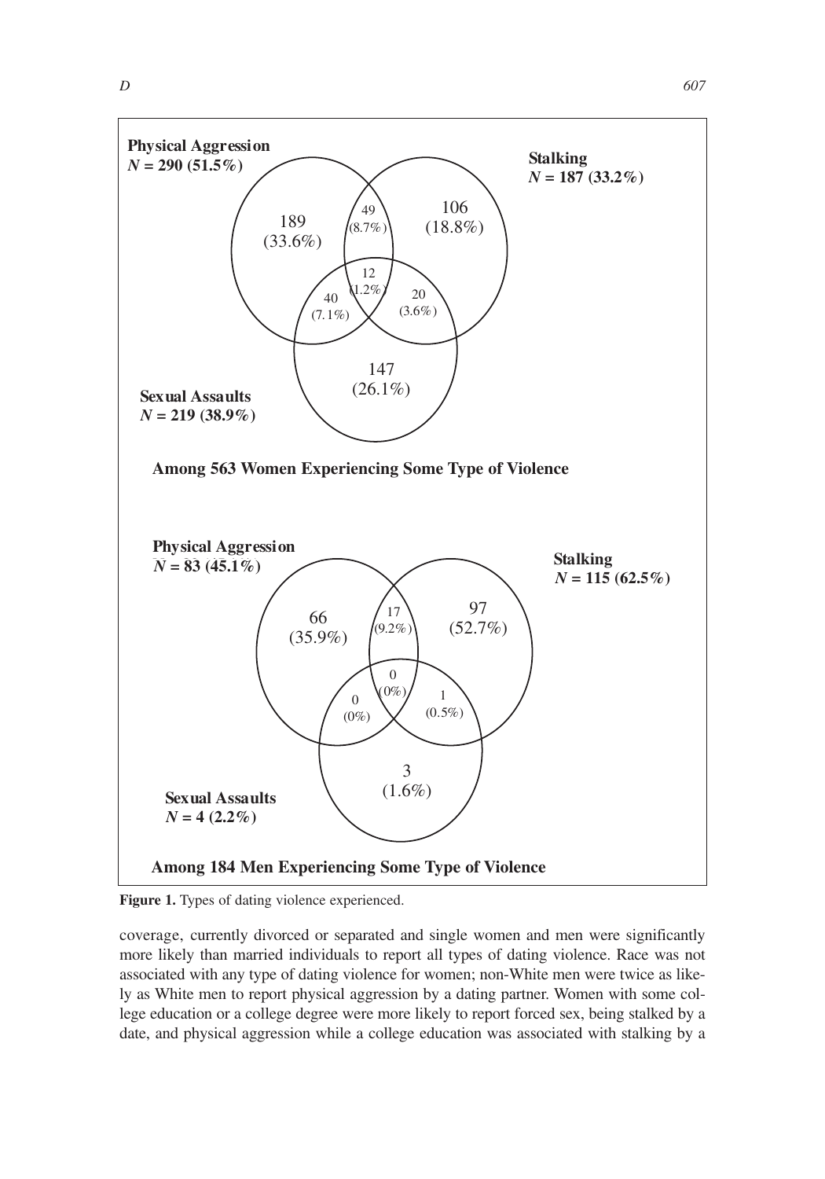**Physical Aggression**
***N* = 290 (51.5%)**

**Stalking**
***N* = 187 (33.2%)**

**Sexual Assaults**
***N* = 219 (38.9%)**

189 (33.6%)

49 (8.7%)

106 (18.8%)

12 (1.2%)

40 (7.1%)

20 (3.6%)

147 (26.1%)

**Among 563 Women Experiencing Some Type of Violence**

**Physical Aggression**
***N* = 83 (45.1%)**

**Stalking**
***N* = 115 (62.5%)**

**Sexual Assaults**
***N* = 4 (2.2%)**

66 (35.9%)

17 (9.2%)

97 (52.7%)

0 (0%)

0 (0%)

1 (0.5%)

3 (1.6%)

**Among 184 Men Experiencing Some Type of Violence**

**Figure 1.** Types of dating violence experienced.

coverage, currently divorced or separated and single women and men were significantly more likely than married individuals to report all types of dating violence. Race was not associated with any type of dating violence for women; non-White men were twice as likely as White men to report physical aggression by a dating partner. Women with some college education or a college degree were more likely to report forced sex, being stalked by a date, and physical aggression while a college education was associated with stalking by a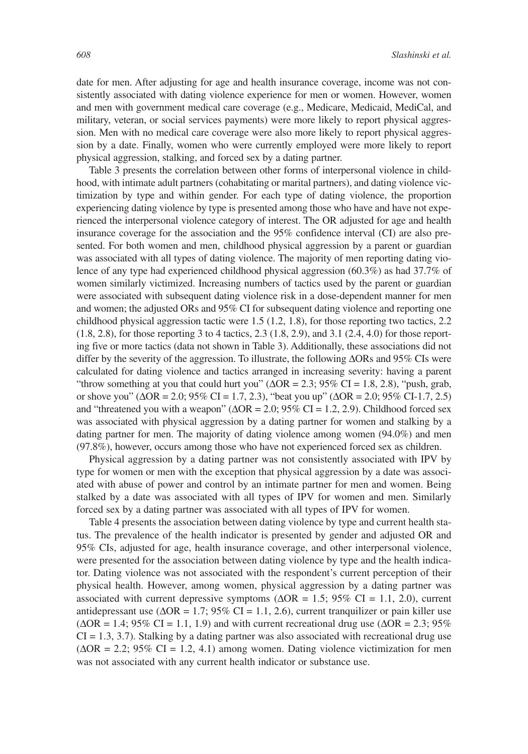date for men. After adjusting for age and health insurance coverage, income was not consistently associated with dating violence experience for men or women. However, women and men with government medical care coverage (e.g., Medicare, Medicaid, MediCal, and military, veteran, or social services payments) were more likely to report physical aggression. Men with no medical care coverage were also more likely to report physical aggression by a date. Finally, women who were currently employed were more likely to report physical aggression, stalking, and forced sex by a dating partner.

Table 3 presents the correlation between other forms of interpersonal violence in childhood, with intimate adult partners (cohabitating or marital partners), and dating violence victimization by type and within gender. For each type of dating violence, the proportion experiencing dating violence by type is presented among those who have and have not experienced the interpersonal violence category of interest. The OR adjusted for age and health insurance coverage for the association and the 95% confidence interval (CI) are also presented. For both women and men, childhood physical aggression by a parent or guardian was associated with all types of dating violence. The majority of men reporting dating violence of any type had experienced childhood physical aggression (60.3%) as had 37.7% of women similarly victimized. Increasing numbers of tactics used by the parent or guardian were associated with subsequent dating violence risk in a dose-dependent manner for men and women; the adjusted ORs and 95% CI for subsequent dating violence and reporting one childhood physical aggression tactic were 1.5 (1.2, 1.8), for those reporting two tactics, 2.2 (1.8, 2.8), for those reporting 3 to 4 tactics, 2.3 (1.8, 2.9), and 3.1 (2.4, 4.0) for those reporting five or more tactics (data not shown in Table 3). Additionally, these associations did not differ by the severity of the aggression. To illustrate, the following ΔORs and 95% CIs were calculated for dating violence and tactics arranged in increasing severity: having a parent "throw something at you that could hurt you" (ΔOR = 2.3; 95% CI = 1.8, 2.8), "push, grab, or shove you" (ΔOR = 2.0; 95% CI = 1.7, 2.3), "beat you up" (ΔOR = 2.0; 95% CI-1.7, 2.5) and "threatened you with a weapon" (ΔOR = 2.0; 95% CI = 1.2, 2.9). Childhood forced sex was associated with physical aggression by a dating partner for women and stalking by a dating partner for men. The majority of dating violence among women (94.0%) and men (97.8%), however, occurs among those who have not experienced forced sex as children.

Physical aggression by a dating partner was not consistently associated with IPV by type for women or men with the exception that physical aggression by a date was associated with abuse of power and control by an intimate partner for men and women. Being stalked by a date was associated with all types of IPV for women and men. Similarly forced sex by a dating partner was associated with all types of IPV for women.

Table 4 presents the association between dating violence by type and current health status. The prevalence of the health indicator is presented by gender and adjusted OR and 95% CIs, adjusted for age, health insurance coverage, and other interpersonal violence, were presented for the association between dating violence by type and the health indicator. Dating violence was not associated with the respondent's current perception of their physical health. However, among women, physical aggression by a dating partner was associated with current depressive symptoms (ΔOR = 1.5; 95% CI = 1.1, 2.0), current antidepressant use (ΔOR = 1.7; 95% CI = 1.1, 2.6), current tranquilizer or pain killer use (ΔOR = 1.4; 95% CI = 1.1, 1.9) and with current recreational drug use (ΔOR = 2.3; 95% CI = 1.3, 3.7). Stalking by a dating partner was also associated with recreational drug use (ΔOR = 2.2; 95% CI = 1.2, 4.1) among women. Dating violence victimization for men was not associated with any current health indicator or substance use.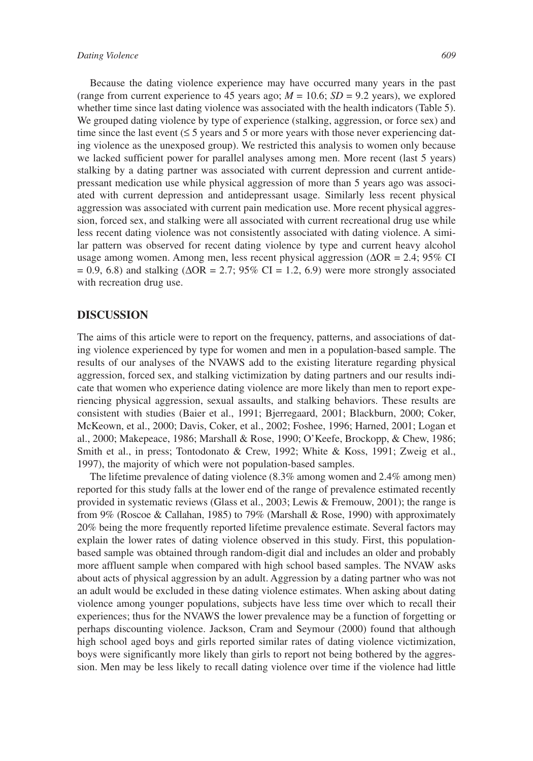Because the dating violence experience may have occurred many years in the past (range from current experience to 45 years ago; $M = 10.6$; $SD = 9.2$ years), we explored whether time since last dating violence was associated with the health indicators (Table 5). We grouped dating violence by type of experience (stalking, aggression, or force sex) and time since the last event ($\leq 5$ years and 5 or more years with those never experiencing dating violence as the unexposed group). We restricted this analysis to women only because we lacked sufficient power for parallel analyses among men. More recent (last 5 years) stalking by a dating partner was associated with current depression and current antidepressant medication use while physical aggression of more than 5 years ago was associated with current depression and antidepressant usage. Similarly less recent physical aggression was associated with current pain medication use. More recent physical aggression, forced sex, and stalking were all associated with current recreational drug use while less recent dating violence was not consistently associated with dating violence. A similar pattern was observed for recent dating violence by type and current heavy alcohol usage among women. Among men, less recent physical aggression ($\Delta$OR = 2.4; 95% CI = 0.9, 6.8) and stalking ($\Delta$OR = 2.7; 95% CI = 1.2, 6.9) were more strongly associated with recreation drug use.

## DISCUSSION

The aims of this article were to report on the frequency, patterns, and associations of dating violence experienced by type for women and men in a population-based sample. The results of our analyses of the NVAWS add to the existing literature regarding physical aggression, forced sex, and stalking victimization by dating partners and our results indicate that women who experience dating violence are more likely than men to report experiencing physical aggression, sexual assaults, and stalking behaviors. These results are consistent with studies (Baier et al., 1991; Bjerregaard, 2001; Blackburn, 2000; Coker, McKeown, et al., 2000; Davis, Coker, et al., 2002; Foshee, 1996; Harned, 2001; Logan et al., 2000; Makepeace, 1986; Marshall & Rose, 1990; O'Keefe, Brockopp, & Chew, 1986; Smith et al., in press; Tontodonato & Crew, 1992; White & Koss, 1991; Zweig et al., 1997), the majority of which were not population-based samples.

The lifetime prevalence of dating violence (8.3% among women and 2.4% among men) reported for this study falls at the lower end of the range of prevalence estimated recently provided in systematic reviews (Glass et al., 2003; Lewis & Fremouw, 2001); the range is from 9% (Roscoe & Callahan, 1985) to 79% (Marshall & Rose, 1990) with approximately 20% being the more frequently reported lifetime prevalence estimate. Several factors may explain the lower rates of dating violence observed in this study. First, this population-based sample was obtained through random-digit dial and includes an older and probably more affluent sample when compared with high school based samples. The NVAW asks about acts of physical aggression by an adult. Aggression by a dating partner who was not an adult would be excluded in these dating violence estimates. When asking about dating violence among younger populations, subjects have less time over which to recall their experiences; thus for the NVAWS the lower prevalence may be a function of forgetting or perhaps discounting violence. Jackson, Cram and Seymour (2000) found that although high school aged boys and girls reported similar rates of dating violence victimization, boys were significantly more likely than girls to report not being bothered by the aggression. Men may be less likely to recall dating violence over time if the violence had little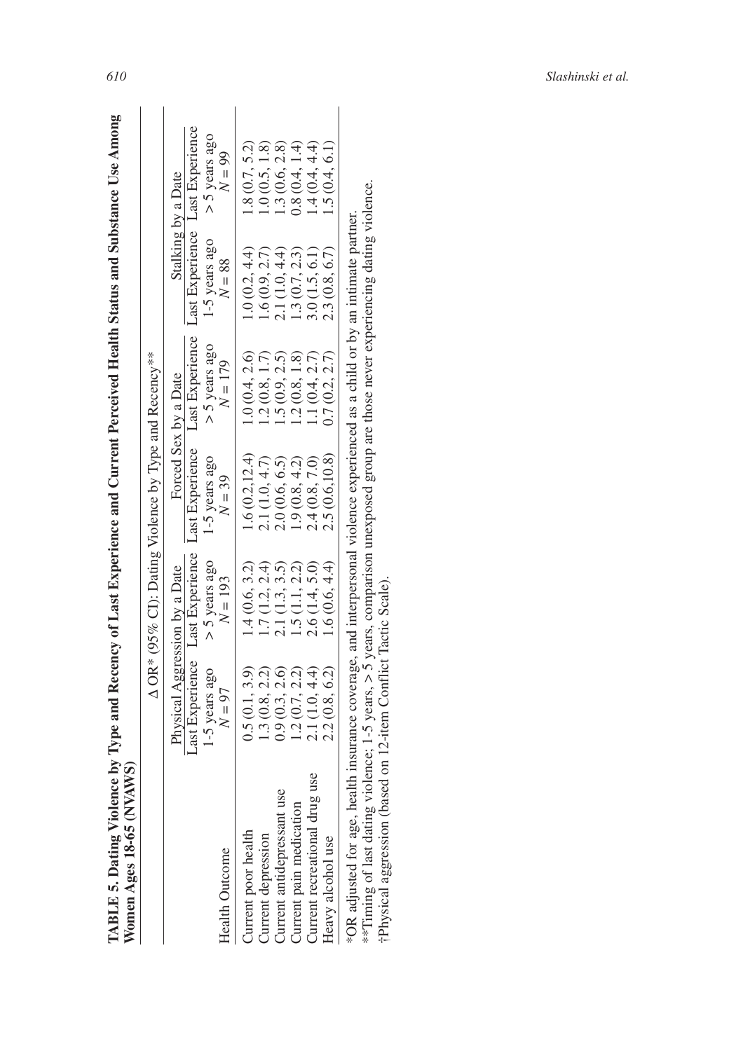**TABLE 5. Dating Violence by Type and Recency of Last Experience and Current Perceived Health Status and Substance Use Among Women Ages 18-65 (NVAWS)**

| | Δ OR* (95% CI): Dating Violence by Type and Recency** | | | | | |
|---|---|---|---|---|---|---|
| | Physical Aggression by a Date | | Forced Sex by a Date | | Stalking by a Date | |
| Health Outcome | Last Experience 1-5 years ago $N = 97$ | Last Experience > 5 years ago $N = 193$ | Last Experience 1-5 years ago $N = 39$ | Last Experience > 5 years ago $N = 179$ | Last Experience 1-5 years ago $N = 88$ | Last Experience > 5 years ago $N = 99$ |
| Current poor health | 0.5 (0.1, 3.9) | 1.4 (0.6, 3.2) | 1.6 (0.2,12.4) | 1.0 (0.4, 2.6) | 1.0 (0.2, 4.4) | 1.8 (0.7, 5.2) |
| Current depression | 1.3 (0.8, 2.2) | 1.7 (1.2, 2.4) | 2.1 (1.0, 4.7) | 1.2 (0.8, 1.7) | 1.6 (0.9, 2.7) | 1.0 (0.5, 1.8) |
| Current antidepressant use | 0.9 (0.3, 2.6) | 2.1 (1.3, 3.5) | 2.0 (0.6, 6.5) | 1.5 (0.9, 2.5) | 2.1 (1.0, 4.4) | 1.3 (0.6, 2.8) |
| Current pain medication | 1.2 (0.7, 2.2) | 1.5 (1.1, 2.2) | 1.9 (0.8, 4.2) | 1.2 (0.8, 1.8) | 1.3 (0.7, 2.3) | 0.8 (0.4, 1.4) |
| Current recreational drug use | 2.1 (1.0, 4.4) | 2.6 (1.4, 5.0) | 2.4 (0.8, 7.0) | 1.1 (0.4, 2.7) | 3.0 (1.5, 6.1) | 1.4 (0.4, 4.4) |
| Heavy alcohol use | 2.2 (0.8, 6.2) | 1.6 (0.6, 4.4) | 2.5 (0.6,10.8) | 0.7 (0.2, 2.7) | 2.3 (0.8, 6.7) | 1.5 (0.4, 6.1) |

*OR adjusted for age, health insurance coverage, and interpersonal violence experienced as a child or by an intimate partner.
**Timing of last dating violence; 1-5 years, > 5 years, comparison unexposed group are those never experiencing dating violence.
†Physical aggression (based on 12-item Conflict Tactic Scale).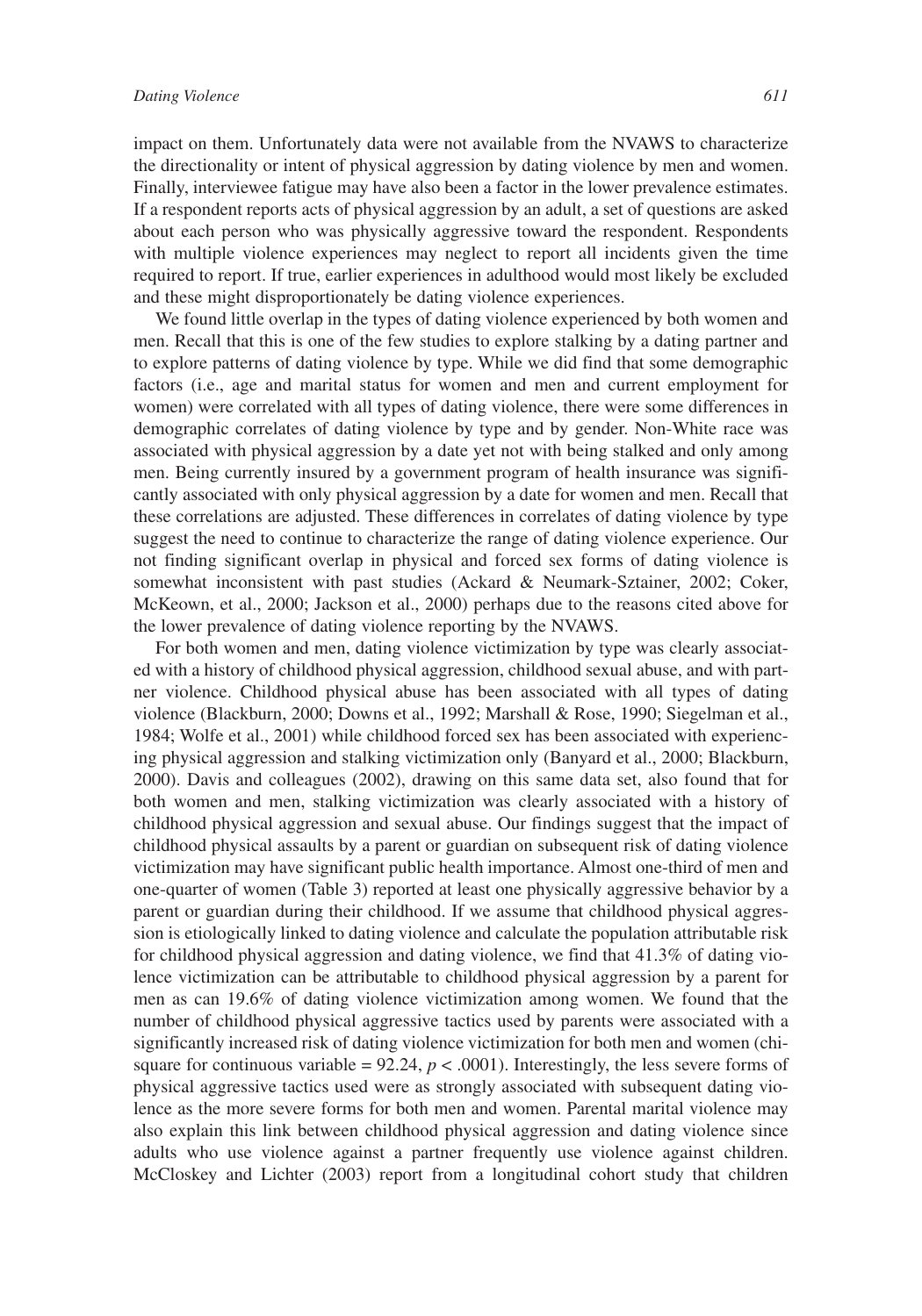impact on them. Unfortunately data were not available from the NVAWS to characterize the directionality or intent of physical aggression by dating violence by men and women. Finally, interviewee fatigue may have also been a factor in the lower prevalence estimates. If a respondent reports acts of physical aggression by an adult, a set of questions are asked about each person who was physically aggressive toward the respondent. Respondents with multiple violence experiences may neglect to report all incidents given the time required to report. If true, earlier experiences in adulthood would most likely be excluded and these might disproportionately be dating violence experiences.

We found little overlap in the types of dating violence experienced by both women and men. Recall that this is one of the few studies to explore stalking by a dating partner and to explore patterns of dating violence by type. While we did find that some demographic factors (i.e., age and marital status for women and men and current employment for women) were correlated with all types of dating violence, there were some differences in demographic correlates of dating violence by type and by gender. Non-White race was associated with physical aggression by a date yet not with being stalked and only among men. Being currently insured by a government program of health insurance was significantly associated with only physical aggression by a date for women and men. Recall that these correlations are adjusted. These differences in correlates of dating violence by type suggest the need to continue to characterize the range of dating violence experience. Our not finding significant overlap in physical and forced sex forms of dating violence is somewhat inconsistent with past studies (Ackard & Neumark-Sztainer, 2002; Coker, McKeown, et al., 2000; Jackson et al., 2000) perhaps due to the reasons cited above for the lower prevalence of dating violence reporting by the NVAWS.

For both women and men, dating violence victimization by type was clearly associated with a history of childhood physical aggression, childhood sexual abuse, and with partner violence. Childhood physical abuse has been associated with all types of dating violence (Blackburn, 2000; Downs et al., 1992; Marshall & Rose, 1990; Siegelman et al., 1984; Wolfe et al., 2001) while childhood forced sex has been associated with experiencing physical aggression and stalking victimization only (Banyard et al., 2000; Blackburn, 2000). Davis and colleagues (2002), drawing on this same data set, also found that for both women and men, stalking victimization was clearly associated with a history of childhood physical aggression and sexual abuse. Our findings suggest that the impact of childhood physical assaults by a parent or guardian on subsequent risk of dating violence victimization may have significant public health importance. Almost one-third of men and one-quarter of women (Table 3) reported at least one physically aggressive behavior by a parent or guardian during their childhood. If we assume that childhood physical aggression is etiologically linked to dating violence and calculate the population attributable risk for childhood physical aggression and dating violence, we find that 41.3% of dating violence victimization can be attributable to childhood physical aggression by a parent for men as can 19.6% of dating violence victimization among women. We found that the number of childhood physical aggressive tactics used by parents were associated with a significantly increased risk of dating violence victimization for both men and women (chi-square for continuous variable = 92.24, $p < .0001$). Interestingly, the less severe forms of physical aggressive tactics used were as strongly associated with subsequent dating violence as the more severe forms for both men and women. Parental marital violence may also explain this link between childhood physical aggression and dating violence since adults who use violence against a partner frequently use violence against children. McCloskey and Lichter (2003) report from a longitudinal cohort study that children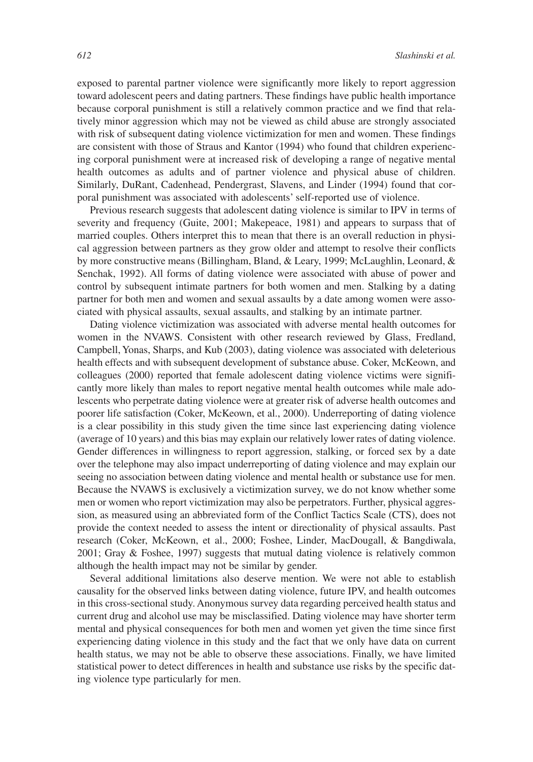exposed to parental partner violence were significantly more likely to report aggression toward adolescent peers and dating partners. These findings have public health importance because corporal punishment is still a relatively common practice and we find that relatively minor aggression which may not be viewed as child abuse are strongly associated with risk of subsequent dating violence victimization for men and women. These findings are consistent with those of Straus and Kantor (1994) who found that children experiencing corporal punishment were at increased risk of developing a range of negative mental health outcomes as adults and of partner violence and physical abuse of children. Similarly, DuRant, Cadenhead, Pendergrast, Slavens, and Linder (1994) found that corporal punishment was associated with adolescents' self-reported use of violence.

Previous research suggests that adolescent dating violence is similar to IPV in terms of severity and frequency (Guite, 2001; Makepeace, 1981) and appears to surpass that of married couples. Others interpret this to mean that there is an overall reduction in physical aggression between partners as they grow older and attempt to resolve their conflicts by more constructive means (Billingham, Bland, & Leary, 1999; McLaughlin, Leonard, & Senchak, 1992). All forms of dating violence were associated with abuse of power and control by subsequent intimate partners for both women and men. Stalking by a dating partner for both men and women and sexual assaults by a date among women were associated with physical assaults, sexual assaults, and stalking by an intimate partner.

Dating violence victimization was associated with adverse mental health outcomes for women in the NVAWS. Consistent with other research reviewed by Glass, Fredland, Campbell, Yonas, Sharps, and Kub (2003), dating violence was associated with deleterious health effects and with subsequent development of substance abuse. Coker, McKeown, and colleagues (2000) reported that female adolescent dating violence victims were significantly more likely than males to report negative mental health outcomes while male adolescents who perpetrate dating violence were at greater risk of adverse health outcomes and poorer life satisfaction (Coker, McKeown, et al., 2000). Underreporting of dating violence is a clear possibility in this study given the time since last experiencing dating violence (average of 10 years) and this bias may explain our relatively lower rates of dating violence. Gender differences in willingness to report aggression, stalking, or forced sex by a date over the telephone may also impact underreporting of dating violence and may explain our seeing no association between dating violence and mental health or substance use for men. Because the NVAWS is exclusively a victimization survey, we do not know whether some men or women who report victimization may also be perpetrators. Further, physical aggression, as measured using an abbreviated form of the Conflict Tactics Scale (CTS), does not provide the context needed to assess the intent or directionality of physical assaults. Past research (Coker, McKeown, et al., 2000; Foshee, Linder, MacDougall, & Bangdiwala, 2001; Gray & Foshee, 1997) suggests that mutual dating violence is relatively common although the health impact may not be similar by gender.

Several additional limitations also deserve mention. We were not able to establish causality for the observed links between dating violence, future IPV, and health outcomes in this cross-sectional study. Anonymous survey data regarding perceived health status and current drug and alcohol use may be misclassified. Dating violence may have shorter term mental and physical consequences for both men and women yet given the time since first experiencing dating violence in this study and the fact that we only have data on current health status, we may not be able to observe these associations. Finally, we have limited statistical power to detect differences in health and substance use risks by the specific dating violence type particularly for men.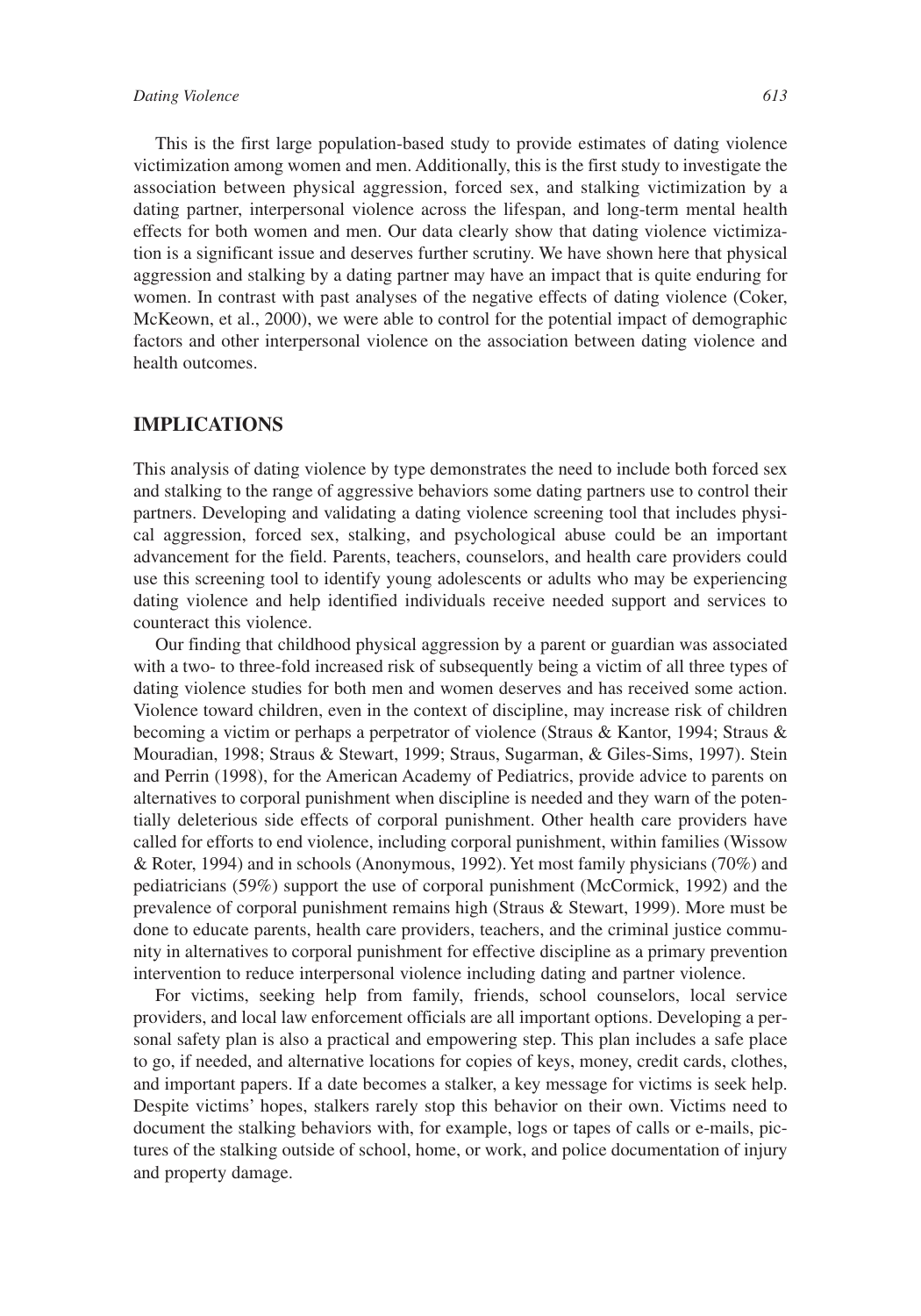This is the first large population-based study to provide estimates of dating violence victimization among women and men. Additionally, this is the first study to investigate the association between physical aggression, forced sex, and stalking victimization by a dating partner, interpersonal violence across the lifespan, and long-term mental health effects for both women and men. Our data clearly show that dating violence victimization is a significant issue and deserves further scrutiny. We have shown here that physical aggression and stalking by a dating partner may have an impact that is quite enduring for women. In contrast with past analyses of the negative effects of dating violence (Coker, McKeown, et al., 2000), we were able to control for the potential impact of demographic factors and other interpersonal violence on the association between dating violence and health outcomes.

## IMPLICATIONS

This analysis of dating violence by type demonstrates the need to include both forced sex and stalking to the range of aggressive behaviors some dating partners use to control their partners. Developing and validating a dating violence screening tool that includes physical aggression, forced sex, stalking, and psychological abuse could be an important advancement for the field. Parents, teachers, counselors, and health care providers could use this screening tool to identify young adolescents or adults who may be experiencing dating violence and help identified individuals receive needed support and services to counteract this violence.

Our finding that childhood physical aggression by a parent or guardian was associated with a two- to three-fold increased risk of subsequently being a victim of all three types of dating violence studies for both men and women deserves and has received some action. Violence toward children, even in the context of discipline, may increase risk of children becoming a victim or perhaps a perpetrator of violence (Straus & Kantor, 1994; Straus & Mouradian, 1998; Straus & Stewart, 1999; Straus, Sugarman, & Giles-Sims, 1997). Stein and Perrin (1998), for the American Academy of Pediatrics, provide advice to parents on alternatives to corporal punishment when discipline is needed and they warn of the potentially deleterious side effects of corporal punishment. Other health care providers have called for efforts to end violence, including corporal punishment, within families (Wissow & Roter, 1994) and in schools (Anonymous, 1992). Yet most family physicians (70%) and pediatricians (59%) support the use of corporal punishment (McCormick, 1992) and the prevalence of corporal punishment remains high (Straus & Stewart, 1999). More must be done to educate parents, health care providers, teachers, and the criminal justice community in alternatives to corporal punishment for effective discipline as a primary prevention intervention to reduce interpersonal violence including dating and partner violence.

For victims, seeking help from family, friends, school counselors, local service providers, and local law enforcement officials are all important options. Developing a personal safety plan is also a practical and empowering step. This plan includes a safe place to go, if needed, and alternative locations for copies of keys, money, credit cards, clothes, and important papers. If a date becomes a stalker, a key message for victims is seek help. Despite victims' hopes, stalkers rarely stop this behavior on their own. Victims need to document the stalking behaviors with, for example, logs or tapes of calls or e-mails, pictures of the stalking outside of school, home, or work, and police documentation of injury and property damage.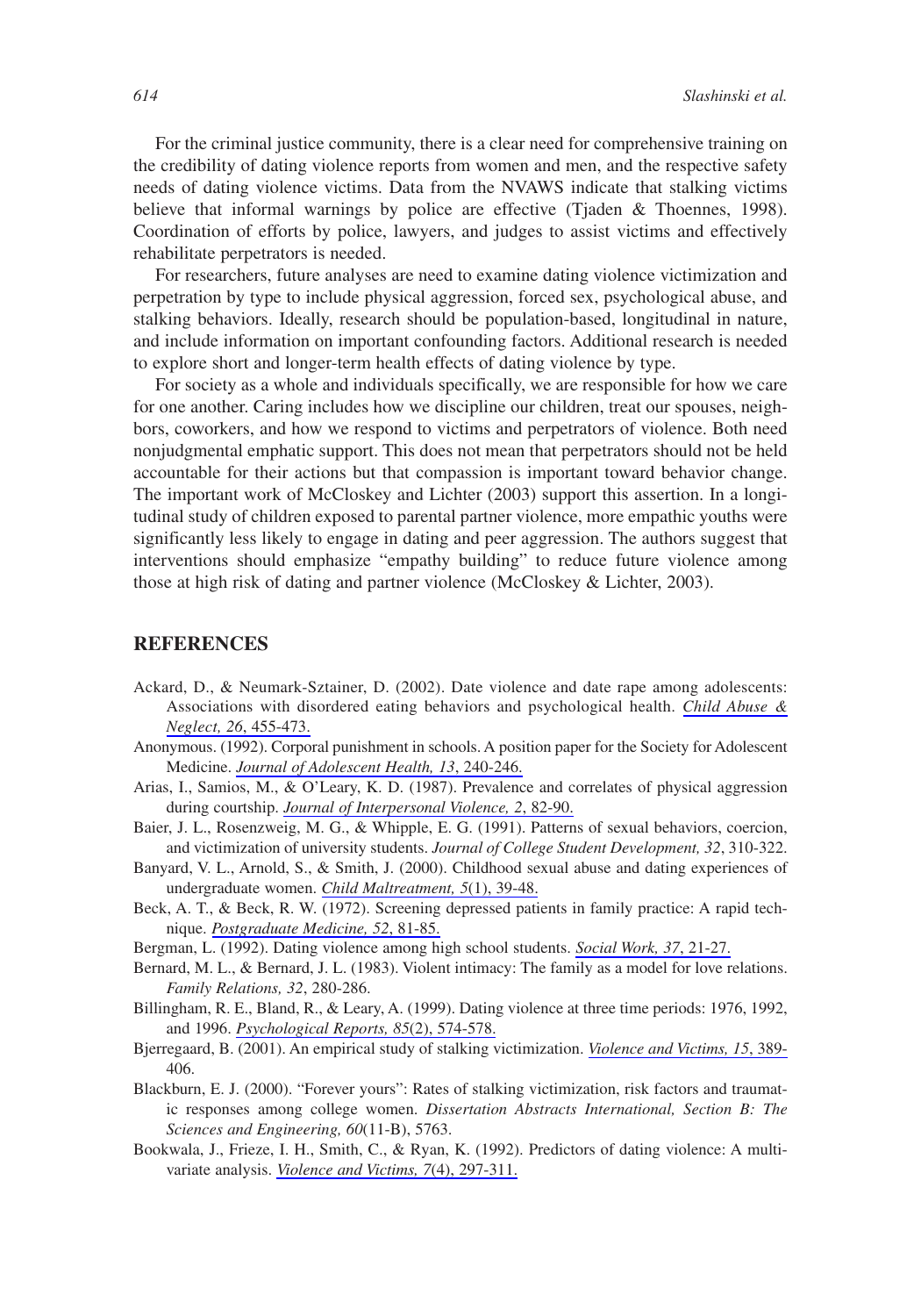For the criminal justice community, there is a clear need for comprehensive training on the credibility of dating violence reports from women and men, and the respective safety needs of dating violence victims. Data from the NVAWS indicate that stalking victims believe that informal warnings by police are effective (Tjaden & Thoennes, 1998). Coordination of efforts by police, lawyers, and judges to assist victims and effectively rehabilitate perpetrators is needed.

For researchers, future analyses are need to examine dating violence victimization and perpetration by type to include physical aggression, forced sex, psychological abuse, and stalking behaviors. Ideally, research should be population-based, longitudinal in nature, and include information on important confounding factors. Additional research is needed to explore short and longer-term health effects of dating violence by type.

For society as a whole and individuals specifically, we are responsible for how we care for one another. Caring includes how we discipline our children, treat our spouses, neighbors, coworkers, and how we respond to victims and perpetrators of violence. Both need nonjudgmental emphatic support. This does not mean that perpetrators should not be held accountable for their actions but that compassion is important toward behavior change. The important work of McCloskey and Lichter (2003) support this assertion. In a longitudinal study of children exposed to parental partner violence, more empathic youths were significantly less likely to engage in dating and peer aggression. The authors suggest that interventions should emphasize "empathy building" to reduce future violence among those at high risk of dating and partner violence (McCloskey & Lichter, 2003).

## REFERENCES

Ackard, D., & Neumark-Sztainer, D. (2002). Date violence and date rape among adolescents: Associations with disordered eating behaviors and psychological health. *Child Abuse & Neglect, 26*, 455-473.

Anonymous. (1992). Corporal punishment in schools. A position paper for the Society for Adolescent Medicine. *Journal of Adolescent Health, 13*, 240-246.

Arias, I., Samios, M., & O'Leary, K. D. (1987). Prevalence and correlates of physical aggression during courtship. *Journal of Interpersonal Violence, 2*, 82-90.

Baier, J. L., Rosenzweig, M. G., & Whipple, E. G. (1991). Patterns of sexual behaviors, coercion, and victimization of university students. *Journal of College Student Development, 32*, 310-322.

Banyard, V. L., Arnold, S., & Smith, J. (2000). Childhood sexual abuse and dating experiences of undergraduate women. *Child Maltreatment, 5*(1), 39-48.

Beck, A. T., & Beck, R. W. (1972). Screening depressed patients in family practice: A rapid technique. *Postgraduate Medicine, 52*, 81-85.

Bergman, L. (1992). Dating violence among high school students. *Social Work, 37*, 21-27.

Bernard, M. L., & Bernard, J. L. (1983). Violent intimacy: The family as a model for love relations. *Family Relations, 32*, 280-286.

Billingham, R. E., Bland, R., & Leary, A. (1999). Dating violence at three time periods: 1976, 1992, and 1996. *Psychological Reports, 85*(2), 574-578.

Bjerregaard, B. (2001). An empirical study of stalking victimization. *Violence and Victims, 15*, 389-406.

Blackburn, E. J. (2000). "Forever yours": Rates of stalking victimization, risk factors and traumatic responses among college women. *Dissertation Abstracts International, Section B: The Sciences and Engineering, 60*(11-B), 5763.

Bookwala, J., Frieze, I. H., Smith, C., & Ryan, K. (1992). Predictors of dating violence: A multivariate analysis. *Violence and Victims, 7*(4), 297-311.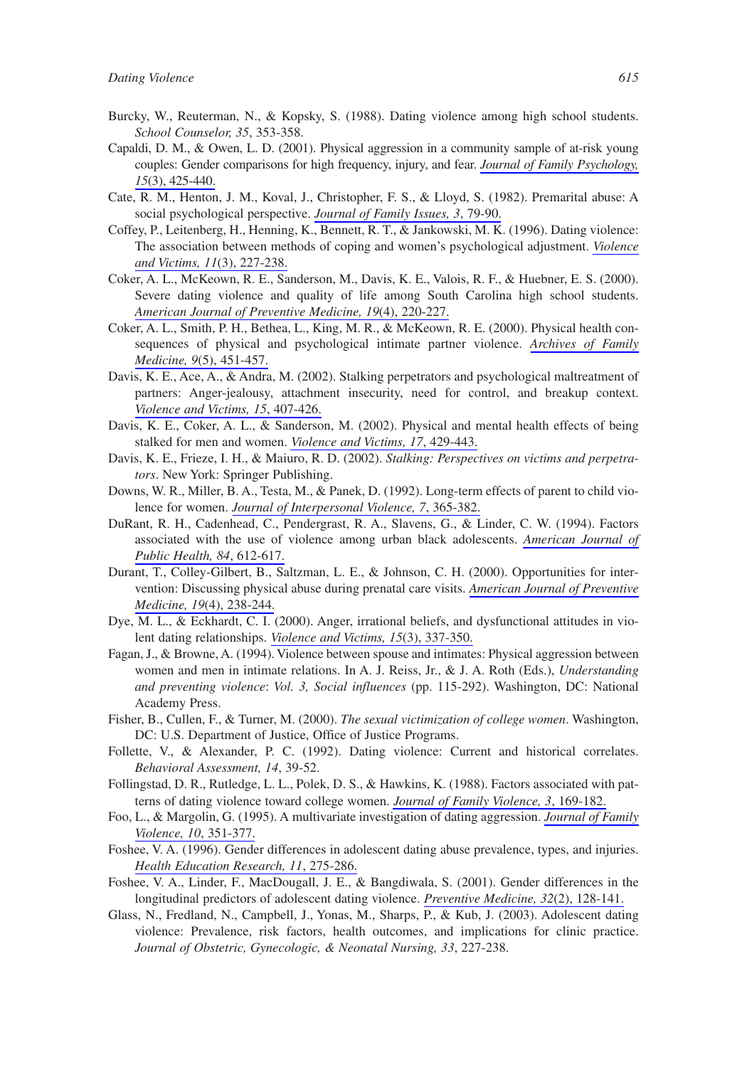Burcky, W., Reuterman, N., & Kopsky, S. (1988). Dating violence among high school students. *School Counselor, 35*, 353-358.

Capaldi, D. M., & Owen, L. D. (2001). Physical aggression in a community sample of at-risk young couples: Gender comparisons for high frequency, injury, and fear. *Journal of Family Psychology, 15*(3), 425-440.

Cate, R. M., Henton, J. M., Koval, J., Christopher, F. S., & Lloyd, S. (1982). Premarital abuse: A social psychological perspective. *Journal of Family Issues, 3*, 79-90.

Coffey, P., Leitenberg, H., Henning, K., Bennett, R. T., & Jankowski, M. K. (1996). Dating violence: The association between methods of coping and women's psychological adjustment. *Violence and Victims, 11*(3), 227-238.

Coker, A. L., McKeown, R. E., Sanderson, M., Davis, K. E., Valois, R. F., & Huebner, E. S. (2000). Severe dating violence and quality of life among South Carolina high school students. *American Journal of Preventive Medicine, 19*(4), 220-227.

Coker, A. L., Smith, P. H., Bethea, L., King, M. R., & McKeown, R. E. (2000). Physical health consequences of physical and psychological intimate partner violence. *Archives of Family Medicine, 9*(5), 451-457.

Davis, K. E., Ace, A., & Andra, M. (2002). Stalking perpetrators and psychological maltreatment of partners: Anger-jealousy, attachment insecurity, need for control, and breakup context. *Violence and Victims, 15*, 407-426.

Davis, K. E., Coker, A. L., & Sanderson, M. (2002). Physical and mental health effects of being stalked for men and women. *Violence and Victims, 17*, 429-443.

Davis, K. E., Frieze, I. H., & Maiuro, R. D. (2002). *Stalking: Perspectives on victims and perpetrators*. New York: Springer Publishing.

Downs, W. R., Miller, B. A., Testa, M., & Panek, D. (1992). Long-term effects of parent to child violence for women. *Journal of Interpersonal Violence, 7*, 365-382.

DuRant, R. H., Cadenhead, C., Pendergrast, R. A., Slavens, G., & Linder, C. W. (1994). Factors associated with the use of violence among urban black adolescents. *American Journal of Public Health, 84*, 612-617.

Durant, T., Colley-Gilbert, B., Saltzman, L. E., & Johnson, C. H. (2000). Opportunities for intervention: Discussing physical abuse during prenatal care visits. *American Journal of Preventive Medicine, 19*(4), 238-244.

Dye, M. L., & Eckhardt, C. I. (2000). Anger, irrational beliefs, and dysfunctional attitudes in violent dating relationships. *Violence and Victims, 15*(3), 337-350.

Fagan, J., & Browne, A. (1994). Violence between spouse and intimates: Physical aggression between women and men in intimate relations. In A. J. Reiss, Jr., & J. A. Roth (Eds.), *Understanding and preventing violence*: *Vol. 3, Social influences* (pp. 115-292). Washington, DC: National Academy Press.

Fisher, B., Cullen, F., & Turner, M. (2000). *The sexual victimization of college women*. Washington, DC: U.S. Department of Justice, Office of Justice Programs.

Follette, V., & Alexander, P. C. (1992). Dating violence: Current and historical correlates. *Behavioral Assessment, 14*, 39-52.

Follingstad, D. R., Rutledge, L. L., Polek, D. S., & Hawkins, K. (1988). Factors associated with patterns of dating violence toward college women. *Journal of Family Violence, 3*, 169-182.

Foo, L., & Margolin, G. (1995). A multivariate investigation of dating aggression. *Journal of Family Violence, 10*, 351-377.

Foshee, V. A. (1996). Gender differences in adolescent dating abuse prevalence, types, and injuries. *Health Education Research, 11*, 275-286.

Foshee, V. A., Linder, F., MacDougall, J. E., & Bangdiwala, S. (2001). Gender differences in the longitudinal predictors of adolescent dating violence. *Preventive Medicine, 32*(2), 128-141.

Glass, N., Fredland, N., Campbell, J., Yonas, M., Sharps, P., & Kub, J. (2003). Adolescent dating violence: Prevalence, risk factors, health outcomes, and implications for clinic practice. *Journal of Obstetric, Gynecologic, & Neonatal Nursing, 33*, 227-238.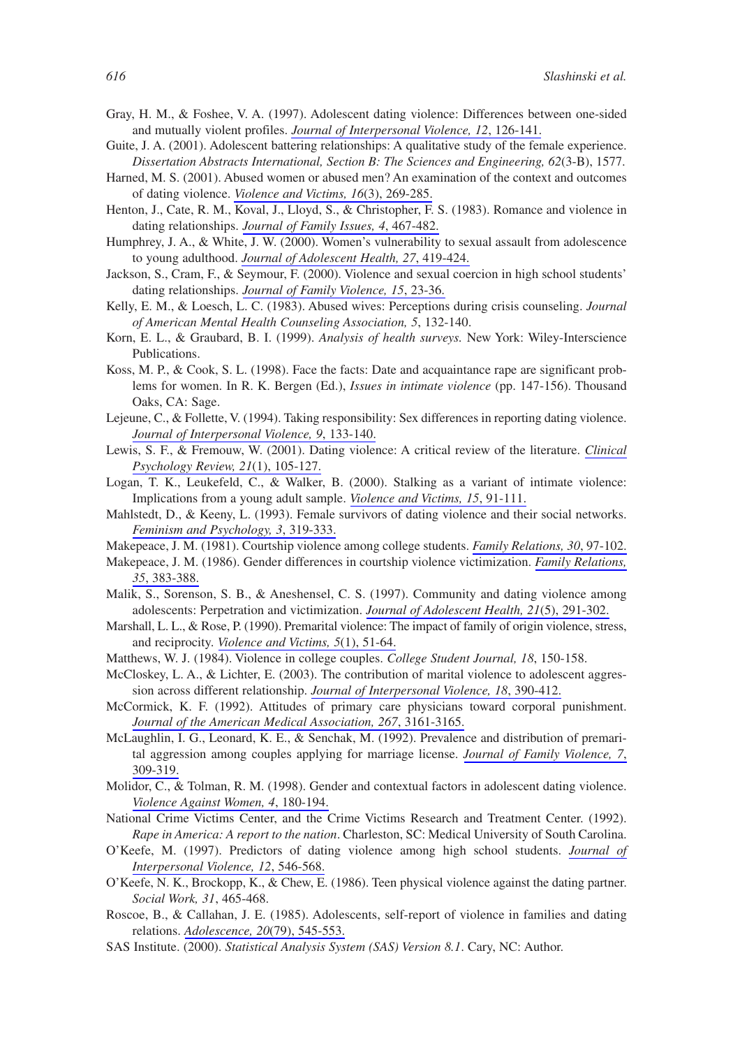Gray, H. M., & Foshee, V. A. (1997). Adolescent dating violence: Differences between one-sided and mutually violent profiles. *Journal of Interpersonal Violence, 12*, 126-141.

Guite, J. A. (2001). Adolescent battering relationships: A qualitative study of the female experience. *Dissertation Abstracts International, Section B: The Sciences and Engineering, 62*(3-B), 1577.

Harned, M. S. (2001). Abused women or abused men? An examination of the context and outcomes of dating violence. *Violence and Victims, 16*(3), 269-285.

Henton, J., Cate, R. M., Koval, J., Lloyd, S., & Christopher, F. S. (1983). Romance and violence in dating relationships. *Journal of Family Issues, 4*, 467-482.

Humphrey, J. A., & White, J. W. (2000). Women's vulnerability to sexual assault from adolescence to young adulthood. *Journal of Adolescent Health, 27*, 419-424.

Jackson, S., Cram, F., & Seymour, F. (2000). Violence and sexual coercion in high school students' dating relationships. *Journal of Family Violence, 15*, 23-36.

Kelly, E. M., & Loesch, L. C. (1983). Abused wives: Perceptions during crisis counseling. *Journal of American Mental Health Counseling Association, 5*, 132-140.

Korn, E. L., & Graubard, B. I. (1999). *Analysis of health surveys.* New York: Wiley-Interscience Publications.

Koss, M. P., & Cook, S. L. (1998). Face the facts: Date and acquaintance rape are significant problems for women. In R. K. Bergen (Ed.), *Issues in intimate violence* (pp. 147-156). Thousand Oaks, CA: Sage.

Lejeune, C., & Follette, V. (1994). Taking responsibility: Sex differences in reporting dating violence. *Journal of Interpersonal Violence, 9*, 133-140.

Lewis, S. F., & Fremouw, W. (2001). Dating violence: A critical review of the literature. *Clinical Psychology Review, 21*(1), 105-127.

Logan, T. K., Leukefeld, C., & Walker, B. (2000). Stalking as a variant of intimate violence: Implications from a young adult sample. *Violence and Victims, 15*, 91-111.

Mahlstedt, D., & Keeny, L. (1993). Female survivors of dating violence and their social networks. *Feminism and Psychology, 3*, 319-333.

Makepeace, J. M. (1981). Courtship violence among college students. *Family Relations, 30*, 97-102.

Makepeace, J. M. (1986). Gender differences in courtship violence victimization. *Family Relations, 35*, 383-388.

Malik, S., Sorenson, S. B., & Aneshensel, C. S. (1997). Community and dating violence among adolescents: Perpetration and victimization. *Journal of Adolescent Health, 21*(5), 291-302.

Marshall, L. L., & Rose, P. (1990). Premarital violence: The impact of family of origin violence, stress, and reciprocity. *Violence and Victims, 5*(1), 51-64.

Matthews, W. J. (1984). Violence in college couples. *College Student Journal, 18*, 150-158.

McCloskey, L. A., & Lichter, E. (2003). The contribution of marital violence to adolescent aggression across different relationship. *Journal of Interpersonal Violence, 18*, 390-412.

McCormick, K. F. (1992). Attitudes of primary care physicians toward corporal punishment. *Journal of the American Medical Association, 267*, 3161-3165.

McLaughlin, I. G., Leonard, K. E., & Senchak, M. (1992). Prevalence and distribution of premarital aggression among couples applying for marriage license. *Journal of Family Violence, 7*, 309-319.

Molidor, C., & Tolman, R. M. (1998). Gender and contextual factors in adolescent dating violence. *Violence Against Women, 4*, 180-194.

National Crime Victims Center, and the Crime Victims Research and Treatment Center. (1992). *Rape in America: A report to the nation*. Charleston, SC: Medical University of South Carolina.

O'Keefe, M. (1997). Predictors of dating violence among high school students. *Journal of Interpersonal Violence, 12*, 546-568.

O'Keefe, N. K., Brockopp, K., & Chew, E. (1986). Teen physical violence against the dating partner. *Social Work, 31*, 465-468.

Roscoe, B., & Callahan, J. E. (1985). Adolescents, self-report of violence in families and dating relations. *Adolescence, 20*(79), 545-553.

SAS Institute. (2000). *Statistical Analysis System (SAS) Version 8.1*. Cary, NC: Author.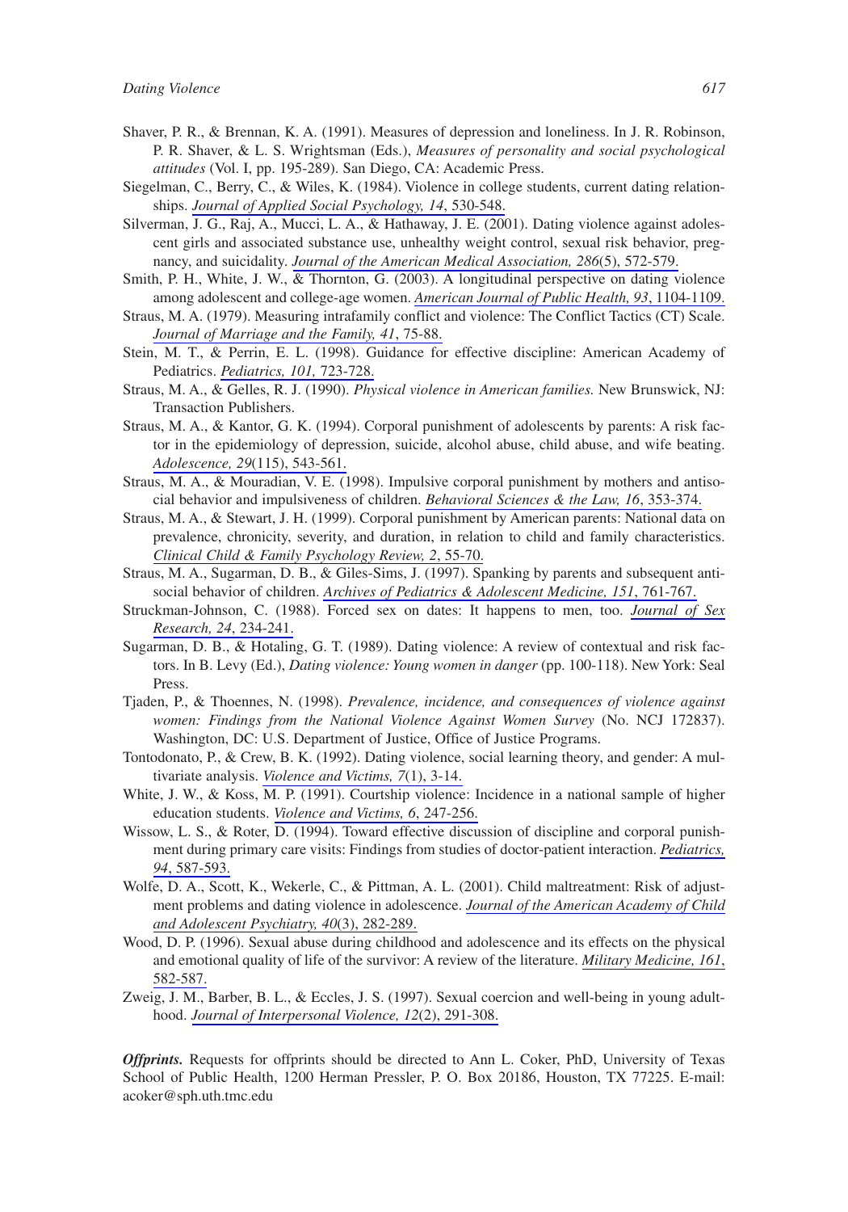Shaver, P. R., & Brennan, K. A. (1991). Measures of depression and loneliness. In J. R. Robinson, P. R. Shaver, & L. S. Wrightsman (Eds.), *Measures of personality and social psychological attitudes* (Vol. I, pp. 195-289). San Diego, CA: Academic Press.

Siegelman, C., Berry, C., & Wiles, K. (1984). Violence in college students, current dating relationships. *Journal of Applied Social Psychology, 14*, 530-548.

Silverman, J. G., Raj, A., Mucci, L. A., & Hathaway, J. E. (2001). Dating violence against adolescent girls and associated substance use, unhealthy weight control, sexual risk behavior, pregnancy, and suicidality. *Journal of the American Medical Association, 286*(5), 572-579.

Smith, P. H., White, J. W., & Thornton, G. (2003). A longitudinal perspective on dating violence among adolescent and college-age women. *American Journal of Public Health, 93*, 1104-1109.

Straus, M. A. (1979). Measuring intrafamily conflict and violence: The Conflict Tactics (CT) Scale. *Journal of Marriage and the Family, 41*, 75-88.

Stein, M. T., & Perrin, E. L. (1998). Guidance for effective discipline: American Academy of Pediatrics. *Pediatrics, 101*, 723-728.

Straus, M. A., & Gelles, R. J. (1990). *Physical violence in American families.* New Brunswick, NJ: Transaction Publishers.

Straus, M. A., & Kantor, G. K. (1994). Corporal punishment of adolescents by parents: A risk factor in the epidemiology of depression, suicide, alcohol abuse, child abuse, and wife beating. *Adolescence, 29*(115), 543-561.

Straus, M. A., & Mouradian, V. E. (1998). Impulsive corporal punishment by mothers and antisocial behavior and impulsiveness of children. *Behavioral Sciences & the Law, 16*, 353-374.

Straus, M. A., & Stewart, J. H. (1999). Corporal punishment by American parents: National data on prevalence, chronicity, severity, and duration, in relation to child and family characteristics. *Clinical Child & Family Psychology Review, 2*, 55-70.

Straus, M. A., Sugarman, D. B., & Giles-Sims, J. (1997). Spanking by parents and subsequent antisocial behavior of children. *Archives of Pediatrics & Adolescent Medicine, 151*, 761-767.

Struckman-Johnson, C. (1988). Forced sex on dates: It happens to men, too. *Journal of Sex Research, 24*, 234-241.

Sugarman, D. B., & Hotaling, G. T. (1989). Dating violence: A review of contextual and risk factors. In B. Levy (Ed.), *Dating violence: Young women in danger* (pp. 100-118). New York: Seal Press.

Tjaden, P., & Thoennes, N. (1998). *Prevalence, incidence, and consequences of violence against women: Findings from the National Violence Against Women Survey* (No. NCJ 172837). Washington, DC: U.S. Department of Justice, Office of Justice Programs.

Tontodonato, P., & Crew, B. K. (1992). Dating violence, social learning theory, and gender: A multivariate analysis. *Violence and Victims, 7*(1), 3-14.

White, J. W., & Koss, M. P. (1991). Courtship violence: Incidence in a national sample of higher education students. *Violence and Victims, 6*, 247-256.

Wissow, L. S., & Roter, D. (1994). Toward effective discussion of discipline and corporal punishment during primary care visits: Findings from studies of doctor-patient interaction. *Pediatrics, 94*, 587-593.

Wolfe, D. A., Scott, K., Wekerle, C., & Pittman, A. L. (2001). Child maltreatment: Risk of adjustment problems and dating violence in adolescence. *Journal of the American Academy of Child and Adolescent Psychiatry, 40*(3), 282-289.

Wood, D. P. (1996). Sexual abuse during childhood and adolescence and its effects on the physical and emotional quality of life of the survivor: A review of the literature. *Military Medicine, 161*, 582-587.

Zweig, J. M., Barber, B. L., & Eccles, J. S. (1997). Sexual coercion and well-being in young adulthood. *Journal of Interpersonal Violence, 12*(2), 291-308.

***Offprints.*** Requests for offprints should be directed to Ann L. Coker, PhD, University of Texas School of Public Health, 1200 Herman Pressler, P. O. Box 20186, Houston, TX 77225. E-mail: acoker@sph.uth.tmc.edu